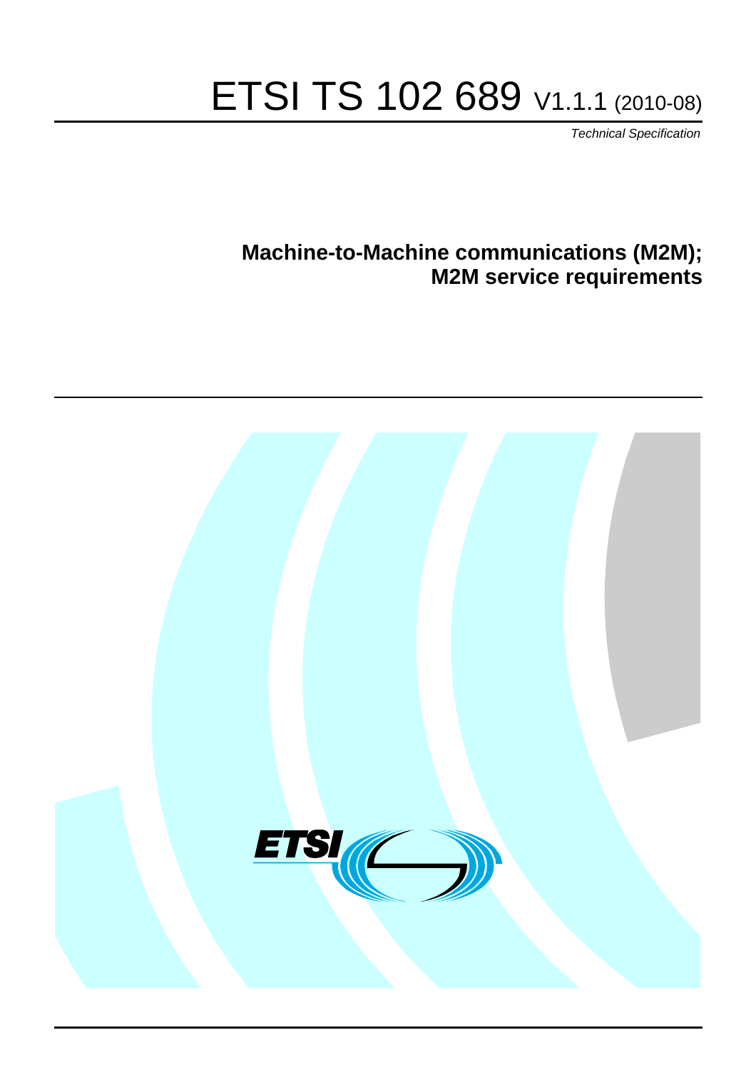# ETSI TS 102 689 V1.1.1 (2010-08)

*Technical Specification*

## Machine-to-Machine communications (M2M); M2M service requirements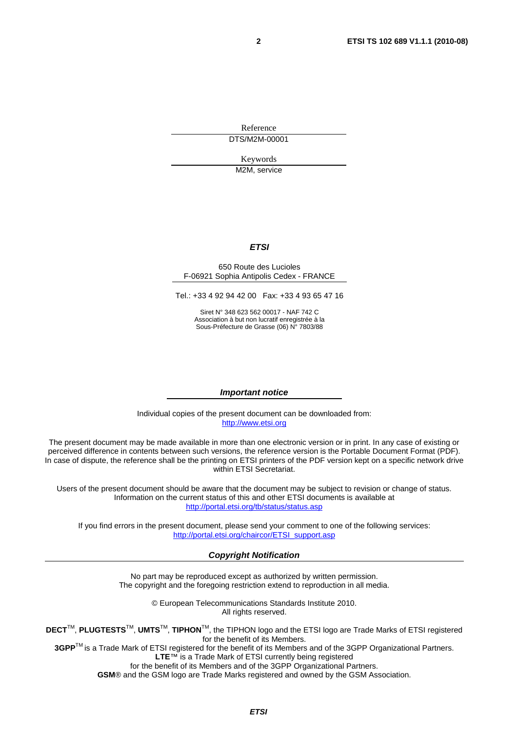Reference

DTS/M2M-00001

Keywords

M2M, service

***ETSI***

650 Route des Lucioles
F-06921 Sophia Antipolis Cedex - FRANCE

Tel.: +33 4 92 94 42 00 Fax: +33 4 93 65 47 16

Siret N° 348 623 562 00017 - NAF 742 C
Association à but non lucratif enregistrée à la
Sous-Préfecture de Grasse (06) N° 7803/88

***Important notice***

Individual copies of the present document can be downloaded from:
http://www.etsi.org

The present document may be made available in more than one electronic version or in print. In any case of existing or perceived difference in contents between such versions, the reference version is the Portable Document Format (PDF). In case of dispute, the reference shall be the printing on ETSI printers of the PDF version kept on a specific network drive within ETSI Secretariat.

Users of the present document should be aware that the document may be subject to revision or change of status. Information on the current status of this and other ETSI documents is available at
http://portal.etsi.org/tb/status/status.asp

If you find errors in the present document, please send your comment to one of the following services:
http://portal.etsi.org/chaircor/ETSI_support.asp

***Copyright Notification***

No part may be reproduced except as authorized by written permission.
The copyright and the foregoing restriction extend to reproduction in all media.

© European Telecommunications Standards Institute 2010.
All rights reserved.

**DECT**™, **PLUGTESTS**™, **UMTS**™, **TIPHON**™, the TIPHON logo and the ETSI logo are Trade Marks of ETSI registered for the benefit of its Members.
**3GPP**™ is a Trade Mark of ETSI registered for the benefit of its Members and of the 3GPP Organizational Partners.
**LTE**™ is a Trade Mark of ETSI currently being registered
for the benefit of its Members and of the 3GPP Organizational Partners.
**GSM**® and the GSM logo are Trade Marks registered and owned by the GSM Association.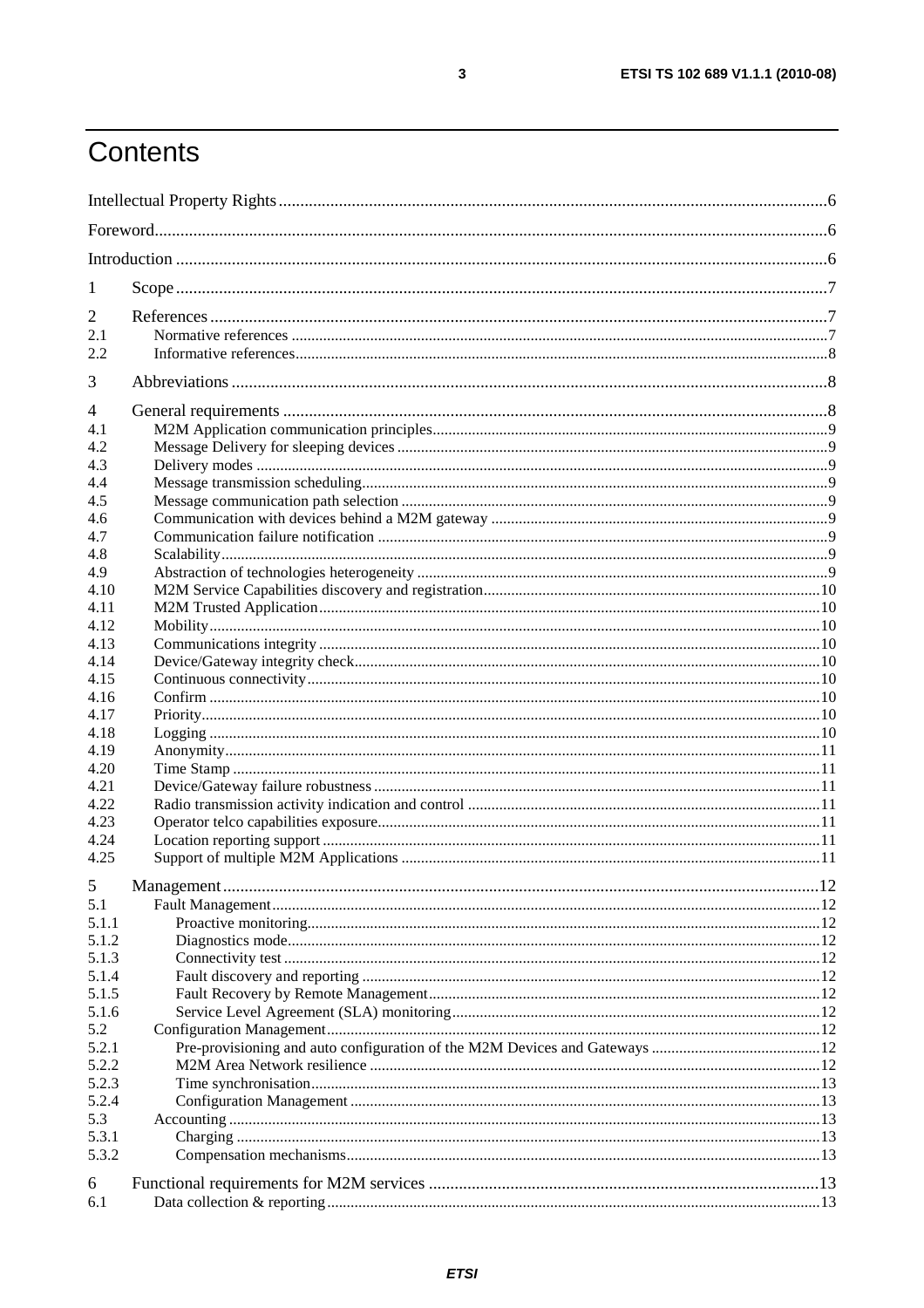# Contents

Intellectual Property Rights ....................................................................................................................................6

Foreword.................................................................................................................................................................6

Introduction ............................................................................................................................................................6

1 Scope ....................................................................................................................................................................7

2 References ...........................................................................................................................................................7
2.1 Normative references .........................................................................................................................................7
2.2 Informative references........................................................................................................................................8

3 Abbreviations .......................................................................................................................................................8

4 General requirements ...........................................................................................................................................8
4.1 M2M Application communication principles.......................................................................................................9
4.2 Message Delivery for sleeping devices ..............................................................................................................9
4.3 Delivery modes ..................................................................................................................................................9
4.4 Message transmission scheduling.......................................................................................................................9
4.5 Message communication path selection .............................................................................................................9
4.6 Communication with devices behind a M2M gateway .......................................................................................9
4.7 Communication failure notification ....................................................................................................................9
4.8 Scalability...........................................................................................................................................................9
4.9 Abstraction of technologies heterogeneity ..........................................................................................................9
4.10 M2M Service Capabilities discovery and registration.......................................................................................10
4.11 M2M Trusted Application................................................................................................................................10
4.12 Mobility............................................................................................................................................................10
4.13 Communications integrity ................................................................................................................................10
4.14 Device/Gateway integrity check.......................................................................................................................10
4.15 Continuous connectivity...................................................................................................................................10
4.16 Confirm ............................................................................................................................................................10
4.17 Priority..............................................................................................................................................................10
4.18 Logging ............................................................................................................................................................10
4.19 Anonymity.........................................................................................................................................................11
4.20 Time Stamp .......................................................................................................................................................11
4.21 Device/Gateway failure robustness ...................................................................................................................11
4.22 Radio transmission activity indication and control ...........................................................................................11
4.23 Operator telco capabilities exposure..................................................................................................................11
4.24 Location reporting support ...............................................................................................................................11
4.25 Support of multiple M2M Applications ............................................................................................................11

5 Management..........................................................................................................................................................12
5.1 Fault Management.............................................................................................................................................12
5.1.1 Proactive monitoring....................................................................................................................................12
5.1.2 Diagnostics mode.........................................................................................................................................12
5.1.3 Connectivity test ..........................................................................................................................................12
5.1.4 Fault discovery and reporting ......................................................................................................................12
5.1.5 Fault Recovery by Remote Management.....................................................................................................12
5.1.6 Service Level Agreement (SLA) monitoring................................................................................................12
5.2 Configuration Management...............................................................................................................................12
5.2.1 Pre-provisioning and auto configuration of the M2M Devices and Gateways ............................................12
5.2.2 M2M Area Network resilience ....................................................................................................................12
5.2.3 Time synchronisation...................................................................................................................................13
5.2.4 Configuration Management .........................................................................................................................13
5.3 Accounting ........................................................................................................................................................13
5.3.1 Charging ......................................................................................................................................................13
5.3.2 Compensation mechanisms..........................................................................................................................13

6 Functional requirements for M2M services ...........................................................................................................13
6.1 Data collection & reporting...............................................................................................................................13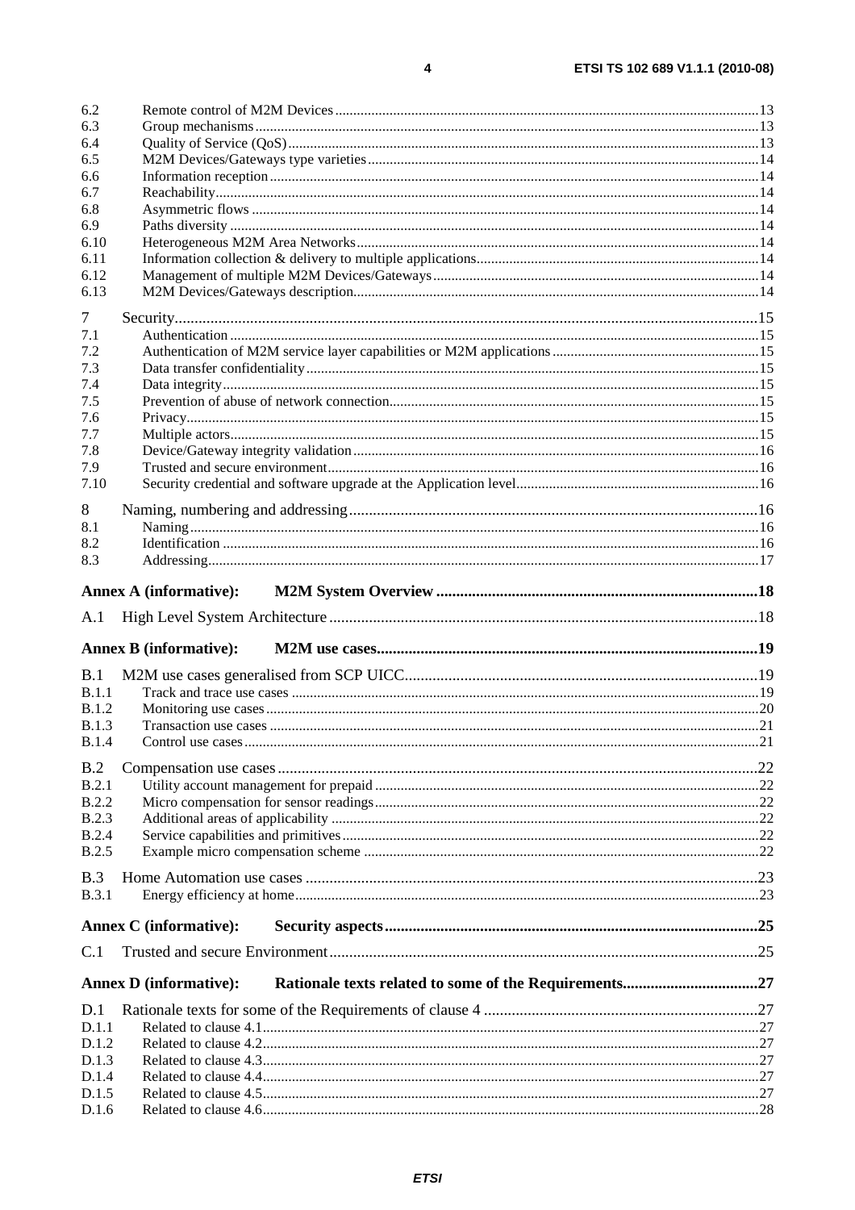6.2 Remote control of M2M Devices ....................................................................................................................13
6.3 Group mechanisms .........................................................................................................................................13
6.4 Quality of Service (QoS) ................................................................................................................................13
6.5 M2M Devices/Gateways type varieties ..........................................................................................................14
6.6 Information reception .....................................................................................................................................14
6.7 Reachability ....................................................................................................................................................14
6.8 Asymmetric flows ..........................................................................................................................................14
6.9 Paths diversity ................................................................................................................................................14
6.10 Heterogeneous M2M Area Networks .............................................................................................................14
6.11 Information collection & delivery to multiple applications ............................................................................14
6.12 Management of multiple M2M Devices/Gateways .........................................................................................14
6.13 M2M Devices/Gateways description ..............................................................................................................14

7 Security ..................................................................................................................................................15
7.1 Authentication ................................................................................................................................................15
7.2 Authentication of M2M service layer capabilities or M2M applications ........................................................15
7.3 Data transfer confidentiality ...........................................................................................................................15
7.4 Data integrity ..................................................................................................................................................15
7.5 Prevention of abuse of network connection ....................................................................................................15
7.6 Privacy ............................................................................................................................................................15
7.7 Multiple actors ................................................................................................................................................15
7.8 Device/Gateway integrity validation ...............................................................................................................16
7.9 Trusted and secure environment ......................................................................................................................16
7.10 Security credential and software upgrade at the Application level .................................................................16

8 Naming, numbering and addressing ......................................................................................................16
8.1 Naming ...........................................................................................................................................................16
8.2 Identification ..................................................................................................................................................16
8.3 Addressing ......................................................................................................................................................17

**Annex A (informative): M2M System Overview ...............................................................................18**

A.1 High Level System Architecture ..........................................................................................................18

**Annex B (informative): M2M use cases ..............................................................................................19**

B.1 M2M use cases generalised from SCP UICC ........................................................................................19
B.1.1 Track and trace use cases ...............................................................................................................................19
B.1.2 Monitoring use cases ......................................................................................................................................20
B.1.3 Transaction use cases .....................................................................................................................................21
B.1.4 Control use cases ............................................................................................................................................21

B.2 Compensation use cases .......................................................................................................................22
B.2.1 Utility account management for prepaid ........................................................................................................22
B.2.2 Micro compensation for sensor readings ........................................................................................................22
B.2.3 Additional areas of applicability ....................................................................................................................22
B.2.4 Service capabilities and primitives .................................................................................................................22
B.2.5 Example micro compensation scheme ...........................................................................................................22

B.3 Home Automation use cases ................................................................................................................23
B.3.1 Energy efficiency at home ..............................................................................................................................23

**Annex C (informative): Security aspects ............................................................................................25**

C.1 Trusted and secure Environment ...........................................................................................................25

**Annex D (informative): Rationale texts related to some of the Requirements .................................27**

D.1 Rationale texts for some of the Requirements of clause 4 ....................................................................27
D.1.1 Related to clause 4.1 .......................................................................................................................................27
D.1.2 Related to clause 4.2 .......................................................................................................................................27
D.1.3 Related to clause 4.3 .......................................................................................................................................27
D.1.4 Related to clause 4.4 .......................................................................................................................................27
D.1.5 Related to clause 4.5 .......................................................................................................................................27
D.1.6 Related to clause 4.6 .......................................................................................................................................28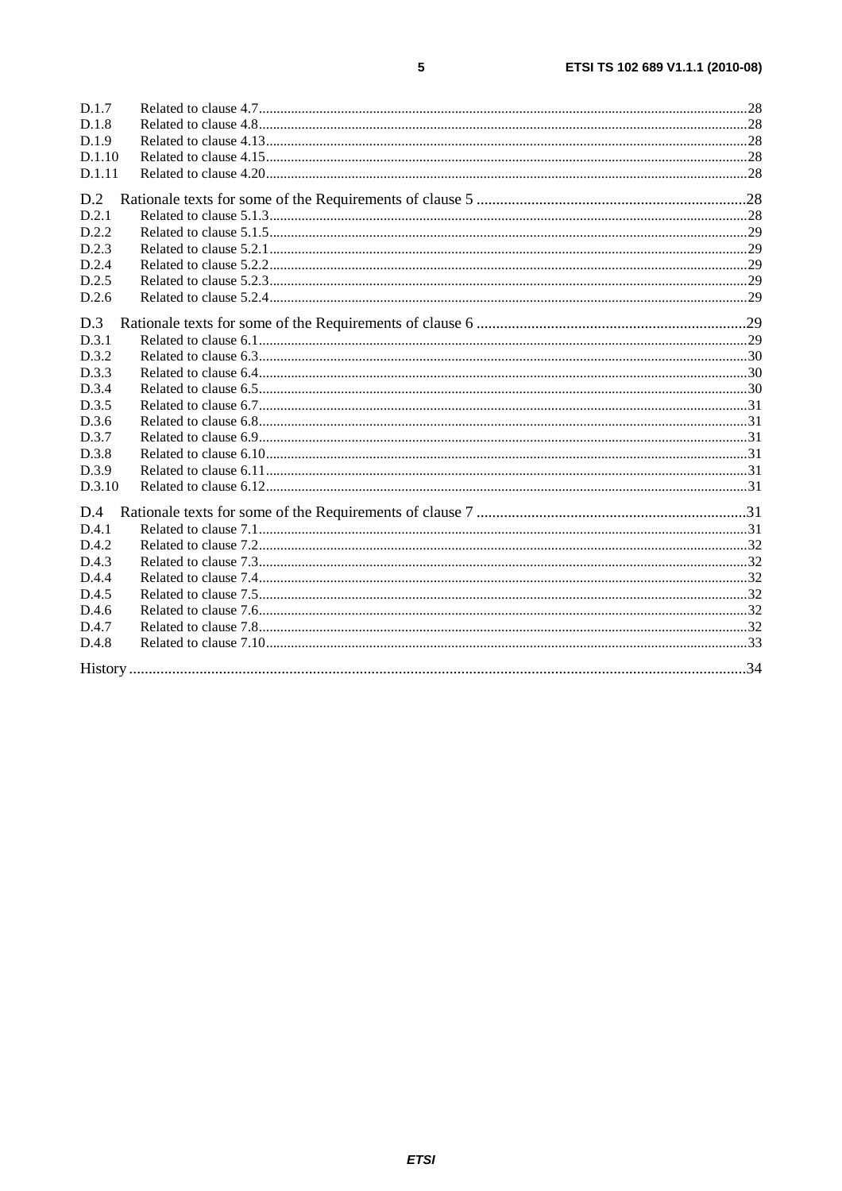D.1.7 Related to clause 4.7 .......... 28
D.1.8 Related to clause 4.8 .......... 28
D.1.9 Related to clause 4.13 .......... 28
D.1.10 Related to clause 4.15 .......... 28
D.1.11 Related to clause 4.20 .......... 28

D.2 Rationale texts for some of the Requirements of clause 5 .......... 28
D.2.1 Related to clause 5.1.3 .......... 28
D.2.2 Related to clause 5.1.5 .......... 29
D.2.3 Related to clause 5.2.1 .......... 29
D.2.4 Related to clause 5.2.2 .......... 29
D.2.5 Related to clause 5.2.3 .......... 29
D.2.6 Related to clause 5.2.4 .......... 29

D.3 Rationale texts for some of the Requirements of clause 6 .......... 29
D.3.1 Related to clause 6.1 .......... 29
D.3.2 Related to clause 6.3 .......... 30
D.3.3 Related to clause 6.4 .......... 30
D.3.4 Related to clause 6.5 .......... 30
D.3.5 Related to clause 6.7 .......... 31
D.3.6 Related to clause 6.8 .......... 31
D.3.7 Related to clause 6.9 .......... 31
D.3.8 Related to clause 6.10 .......... 31
D.3.9 Related to clause 6.11 .......... 31
D.3.10 Related to clause 6.12 .......... 31

D.4 Rationale texts for some of the Requirements of clause 7 .......... 31
D.4.1 Related to clause 7.1 .......... 31
D.4.2 Related to clause 7.2 .......... 32
D.4.3 Related to clause 7.3 .......... 32
D.4.4 Related to clause 7.4 .......... 32
D.4.5 Related to clause 7.5 .......... 32
D.4.6 Related to clause 7.6 .......... 32
D.4.7 Related to clause 7.8 .......... 32
D.4.8 Related to clause 7.10 .......... 33

History .......... 34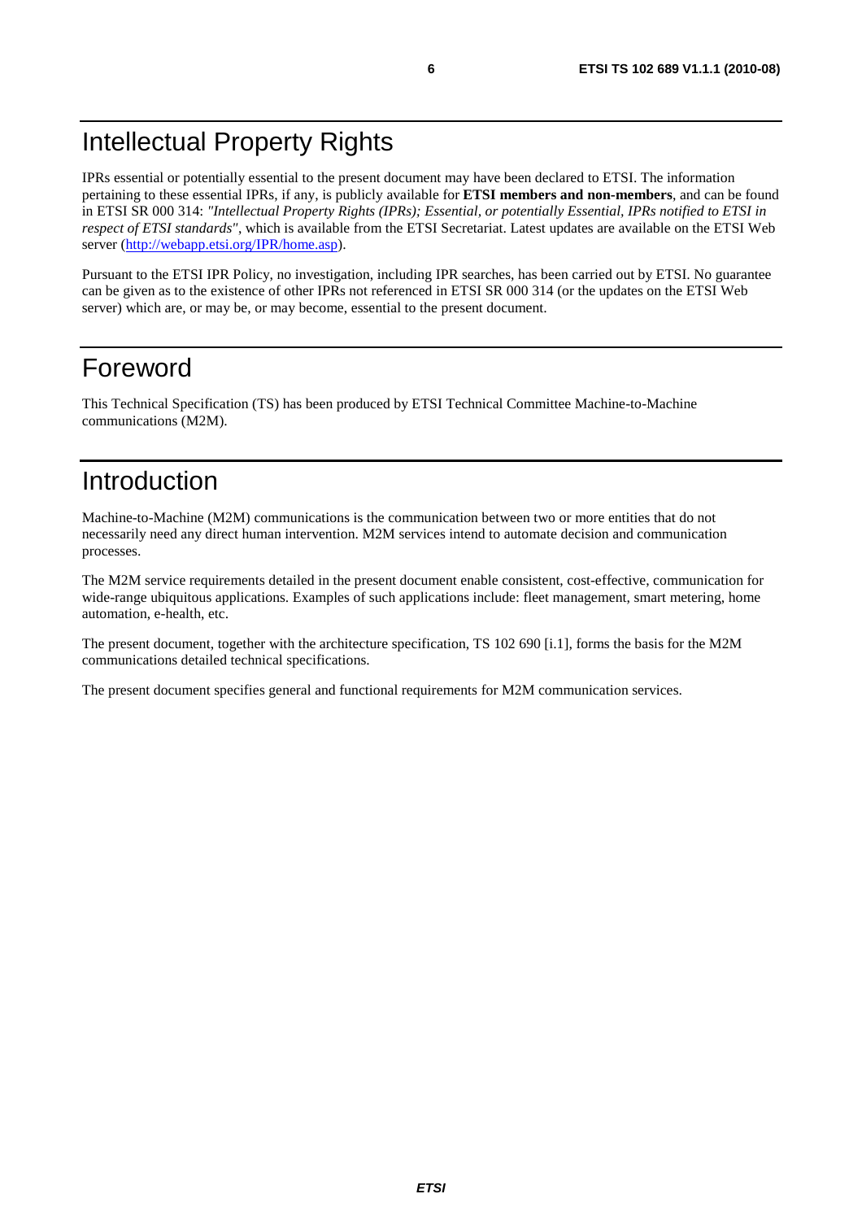# Intellectual Property Rights

IPRs essential or potentially essential to the present document may have been declared to ETSI. The information pertaining to these essential IPRs, if any, is publicly available for **ETSI members and non-members**, and can be found in ETSI SR 000 314: *"Intellectual Property Rights (IPRs); Essential, or potentially Essential, IPRs notified to ETSI in respect of ETSI standards"*, which is available from the ETSI Secretariat. Latest updates are available on the ETSI Web server (http://webapp.etsi.org/IPR/home.asp).

Pursuant to the ETSI IPR Policy, no investigation, including IPR searches, has been carried out by ETSI. No guarantee can be given as to the existence of other IPRs not referenced in ETSI SR 000 314 (or the updates on the ETSI Web server) which are, or may be, or may become, essential to the present document.

# Foreword

This Technical Specification (TS) has been produced by ETSI Technical Committee Machine-to-Machine communications (M2M).

# Introduction

Machine-to-Machine (M2M) communications is the communication between two or more entities that do not necessarily need any direct human intervention. M2M services intend to automate decision and communication processes.

The M2M service requirements detailed in the present document enable consistent, cost-effective, communication for wide-range ubiquitous applications. Examples of such applications include: fleet management, smart metering, home automation, e-health, etc.

The present document, together with the architecture specification, TS 102 690 [i.1], forms the basis for the M2M communications detailed technical specifications.

The present document specifies general and functional requirements for M2M communication services.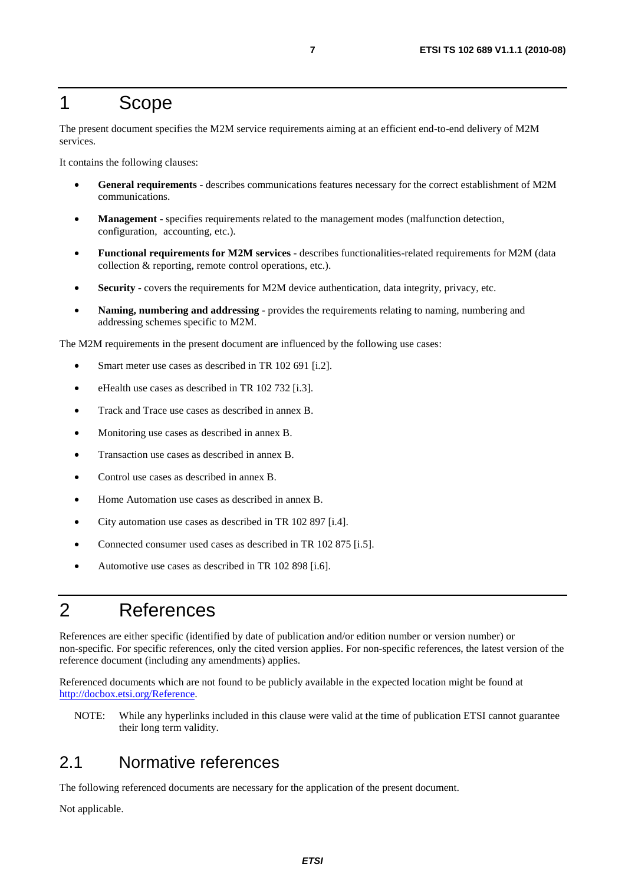# 1 Scope

The present document specifies the M2M service requirements aiming at an efficient end-to-end delivery of M2M services.

It contains the following clauses:

- **General requirements** - describes communications features necessary for the correct establishment of M2M communications.
- **Management** - specifies requirements related to the management modes (malfunction detection, configuration, accounting, etc.).
- **Functional requirements for M2M services** - describes functionalities-related requirements for M2M (data collection & reporting, remote control operations, etc.).
- **Security** - covers the requirements for M2M device authentication, data integrity, privacy, etc.
- **Naming, numbering and addressing** - provides the requirements relating to naming, numbering and addressing schemes specific to M2M.

The M2M requirements in the present document are influenced by the following use cases:

- Smart meter use cases as described in TR 102 691 [i.2].
- eHealth use cases as described in TR 102 732 [i.3].
- Track and Trace use cases as described in annex B.
- Monitoring use cases as described in annex B.
- Transaction use cases as described in annex B.
- Control use cases as described in annex B.
- Home Automation use cases as described in annex B.
- City automation use cases as described in TR 102 897 [i.4].
- Connected consumer used cases as described in TR 102 875 [i.5].
- Automotive use cases as described in TR 102 898 [i.6].

# 2 References

References are either specific (identified by date of publication and/or edition number or version number) or non-specific. For specific references, only the cited version applies. For non-specific references, the latest version of the reference document (including any amendments) applies.

Referenced documents which are not found to be publicly available in the expected location might be found at http://docbox.etsi.org/Reference.

NOTE: While any hyperlinks included in this clause were valid at the time of publication ETSI cannot guarantee their long term validity.

## 2.1 Normative references

The following referenced documents are necessary for the application of the present document.

Not applicable.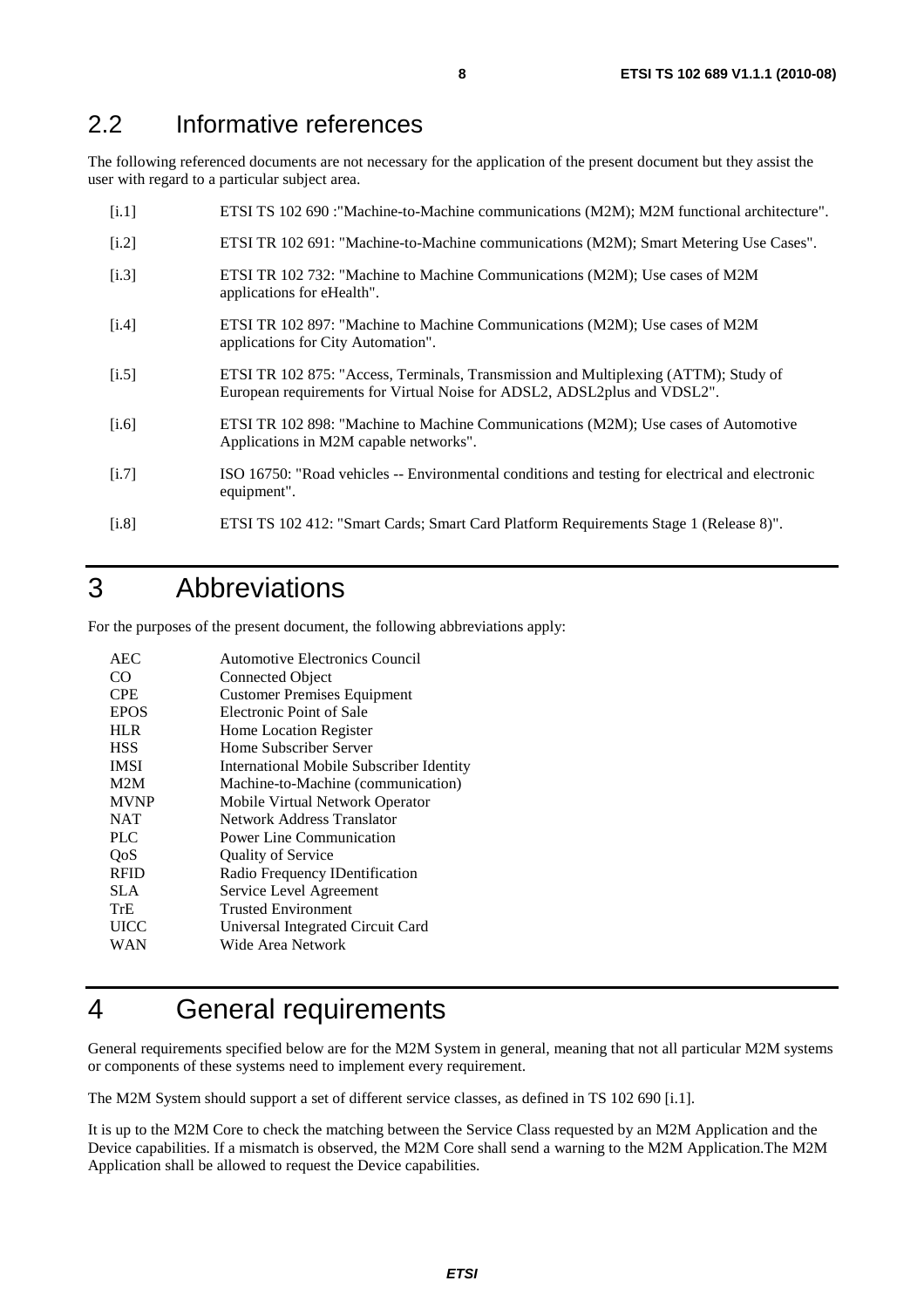## 2.2 Informative references

The following referenced documents are not necessary for the application of the present document but they assist the user with regard to a particular subject area.

[i.1] ETSI TS 102 690 :"Machine-to-Machine communications (M2M); M2M functional architecture".

[i.2] ETSI TR 102 691: "Machine-to-Machine communications (M2M); Smart Metering Use Cases".

[i.3] ETSI TR 102 732: "Machine to Machine Communications (M2M); Use cases of M2M applications for eHealth".

[i.4] ETSI TR 102 897: "Machine to Machine Communications (M2M); Use cases of M2M applications for City Automation".

[i.5] ETSI TR 102 875: "Access, Terminals, Transmission and Multiplexing (ATTM); Study of European requirements for Virtual Noise for ADSL2, ADSL2plus and VDSL2".

[i.6] ETSI TR 102 898: "Machine to Machine Communications (M2M); Use cases of Automotive Applications in M2M capable networks".

[i.7] ISO 16750: "Road vehicles -- Environmental conditions and testing for electrical and electronic equipment".

[i.8] ETSI TS 102 412: "Smart Cards; Smart Card Platform Requirements Stage 1 (Release 8)".

# 3 Abbreviations

For the purposes of the present document, the following abbreviations apply:

| | |
|---|---|
| AEC | Automotive Electronics Council |
| CO | Connected Object |
| CPE | Customer Premises Equipment |
| EPOS | Electronic Point of Sale |
| HLR | Home Location Register |
| HSS | Home Subscriber Server |
| IMSI | International Mobile Subscriber Identity |
| M2M | Machine-to-Machine (communication) |
| MVNP | Mobile Virtual Network Operator |
| NAT | Network Address Translator |
| PLC | Power Line Communication |
| QoS | Quality of Service |
| RFID | Radio Frequency IDentification |
| SLA | Service Level Agreement |
| TrE | Trusted Environment |
| UICC | Universal Integrated Circuit Card |
| WAN | Wide Area Network |

# 4 General requirements

General requirements specified below are for the M2M System in general, meaning that not all particular M2M systems or components of these systems need to implement every requirement.

The M2M System should support a set of different service classes, as defined in TS 102 690 [i.1].

It is up to the M2M Core to check the matching between the Service Class requested by an M2M Application and the Device capabilities. If a mismatch is observed, the M2M Core shall send a warning to the M2M Application.The M2M Application shall be allowed to request the Device capabilities.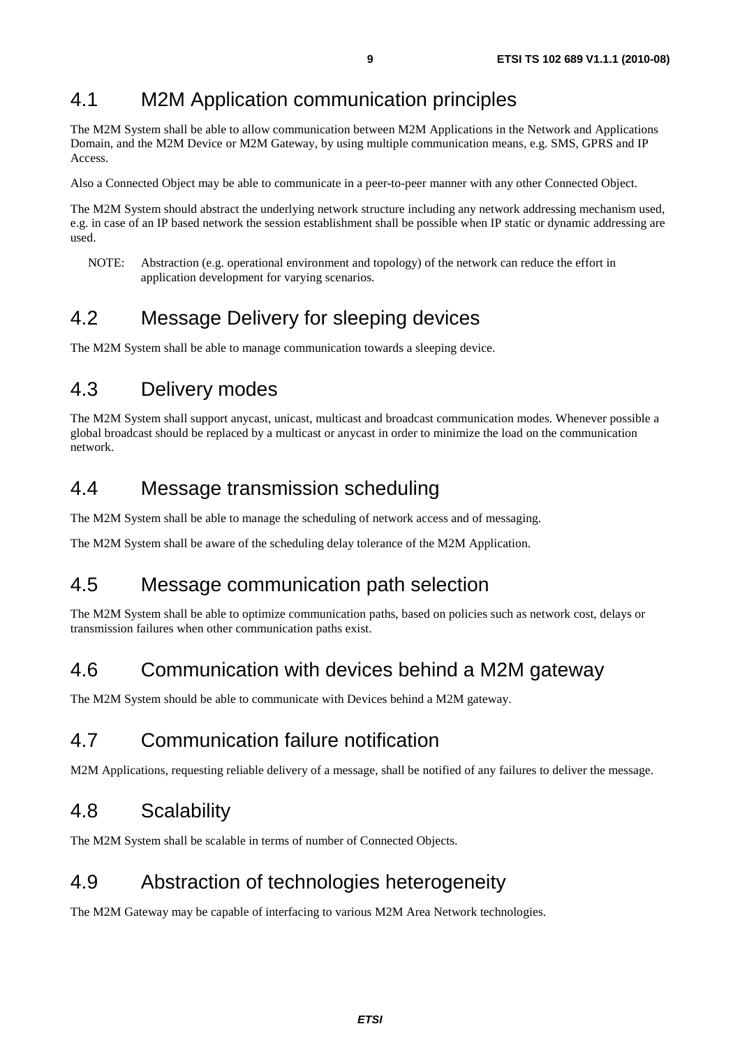## 4.1 M2M Application communication principles

The M2M System shall be able to allow communication between M2M Applications in the Network and Applications Domain, and the M2M Device or M2M Gateway, by using multiple communication means, e.g. SMS, GPRS and IP Access.

Also a Connected Object may be able to communicate in a peer-to-peer manner with any other Connected Object.

The M2M System should abstract the underlying network structure including any network addressing mechanism used, e.g. in case of an IP based network the session establishment shall be possible when IP static or dynamic addressing are used.

NOTE: Abstraction (e.g. operational environment and topology) of the network can reduce the effort in application development for varying scenarios.

## 4.2 Message Delivery for sleeping devices

The M2M System shall be able to manage communication towards a sleeping device.

## 4.3 Delivery modes

The M2M System shall support anycast, unicast, multicast and broadcast communication modes. Whenever possible a global broadcast should be replaced by a multicast or anycast in order to minimize the load on the communication network.

## 4.4 Message transmission scheduling

The M2M System shall be able to manage the scheduling of network access and of messaging.

The M2M System shall be aware of the scheduling delay tolerance of the M2M Application.

## 4.5 Message communication path selection

The M2M System shall be able to optimize communication paths, based on policies such as network cost, delays or transmission failures when other communication paths exist.

## 4.6 Communication with devices behind a M2M gateway

The M2M System should be able to communicate with Devices behind a M2M gateway.

## 4.7 Communication failure notification

M2M Applications, requesting reliable delivery of a message, shall be notified of any failures to deliver the message.

## 4.8 Scalability

The M2M System shall be scalable in terms of number of Connected Objects.

## 4.9 Abstraction of technologies heterogeneity

The M2M Gateway may be capable of interfacing to various M2M Area Network technologies.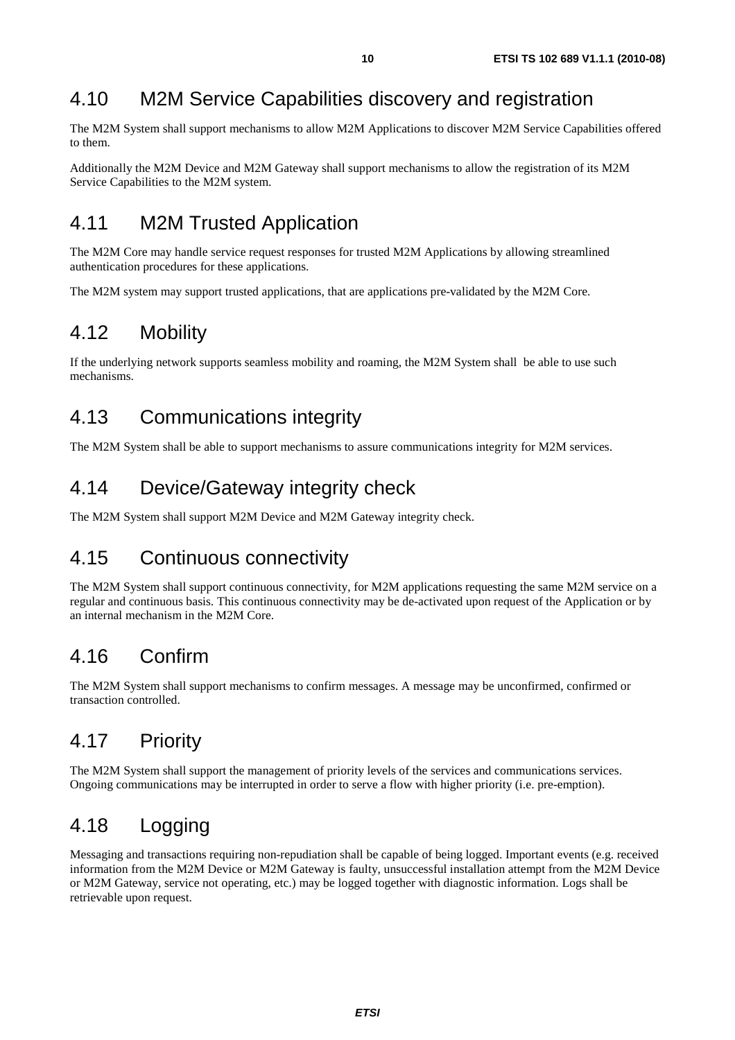## 4.10 M2M Service Capabilities discovery and registration

The M2M System shall support mechanisms to allow M2M Applications to discover M2M Service Capabilities offered to them.

Additionally the M2M Device and M2M Gateway shall support mechanisms to allow the registration of its M2M Service Capabilities to the M2M system.

## 4.11 M2M Trusted Application

The M2M Core may handle service request responses for trusted M2M Applications by allowing streamlined authentication procedures for these applications.

The M2M system may support trusted applications, that are applications pre-validated by the M2M Core.

## 4.12 Mobility

If the underlying network supports seamless mobility and roaming, the M2M System shall be able to use such mechanisms.

## 4.13 Communications integrity

The M2M System shall be able to support mechanisms to assure communications integrity for M2M services.

## 4.14 Device/Gateway integrity check

The M2M System shall support M2M Device and M2M Gateway integrity check.

## 4.15 Continuous connectivity

The M2M System shall support continuous connectivity, for M2M applications requesting the same M2M service on a regular and continuous basis. This continuous connectivity may be de-activated upon request of the Application or by an internal mechanism in the M2M Core.

## 4.16 Confirm

The M2M System shall support mechanisms to confirm messages. A message may be unconfirmed, confirmed or transaction controlled.

## 4.17 Priority

The M2M System shall support the management of priority levels of the services and communications services. Ongoing communications may be interrupted in order to serve a flow with higher priority (i.e. pre-emption).

## 4.18 Logging

Messaging and transactions requiring non-repudiation shall be capable of being logged. Important events (e.g. received information from the M2M Device or M2M Gateway is faulty, unsuccessful installation attempt from the M2M Device or M2M Gateway, service not operating, etc.) may be logged together with diagnostic information. Logs shall be retrievable upon request.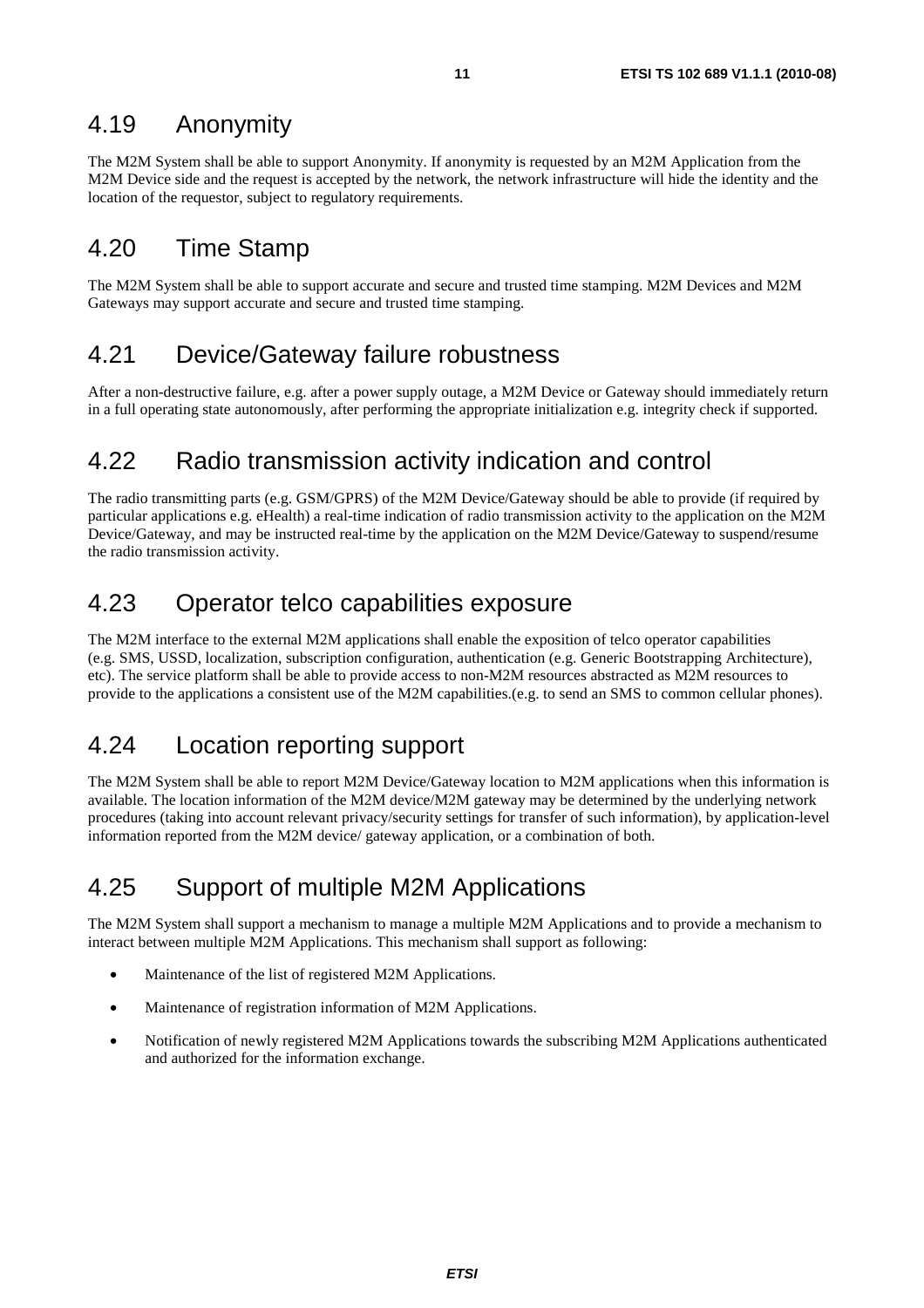## 4.19 Anonymity

The M2M System shall be able to support Anonymity. If anonymity is requested by an M2M Application from the M2M Device side and the request is accepted by the network, the network infrastructure will hide the identity and the location of the requestor, subject to regulatory requirements.

## 4.20 Time Stamp

The M2M System shall be able to support accurate and secure and trusted time stamping. M2M Devices and M2M Gateways may support accurate and secure and trusted time stamping.

## 4.21 Device/Gateway failure robustness

After a non-destructive failure, e.g. after a power supply outage, a M2M Device or Gateway should immediately return in a full operating state autonomously, after performing the appropriate initialization e.g. integrity check if supported.

## 4.22 Radio transmission activity indication and control

The radio transmitting parts (e.g. GSM/GPRS) of the M2M Device/Gateway should be able to provide (if required by particular applications e.g. eHealth) a real-time indication of radio transmission activity to the application on the M2M Device/Gateway, and may be instructed real-time by the application on the M2M Device/Gateway to suspend/resume the radio transmission activity.

## 4.23 Operator telco capabilities exposure

The M2M interface to the external M2M applications shall enable the exposition of telco operator capabilities (e.g. SMS, USSD, localization, subscription configuration, authentication (e.g. Generic Bootstrapping Architecture), etc). The service platform shall be able to provide access to non-M2M resources abstracted as M2M resources to provide to the applications a consistent use of the M2M capabilities.(e.g. to send an SMS to common cellular phones).

## 4.24 Location reporting support

The M2M System shall be able to report M2M Device/Gateway location to M2M applications when this information is available. The location information of the M2M device/M2M gateway may be determined by the underlying network procedures (taking into account relevant privacy/security settings for transfer of such information), by application-level information reported from the M2M device/ gateway application, or a combination of both.

## 4.25 Support of multiple M2M Applications

The M2M System shall support a mechanism to manage a multiple M2M Applications and to provide a mechanism to interact between multiple M2M Applications. This mechanism shall support as following:

- Maintenance of the list of registered M2M Applications.
- Maintenance of registration information of M2M Applications.
- Notification of newly registered M2M Applications towards the subscribing M2M Applications authenticated and authorized for the information exchange.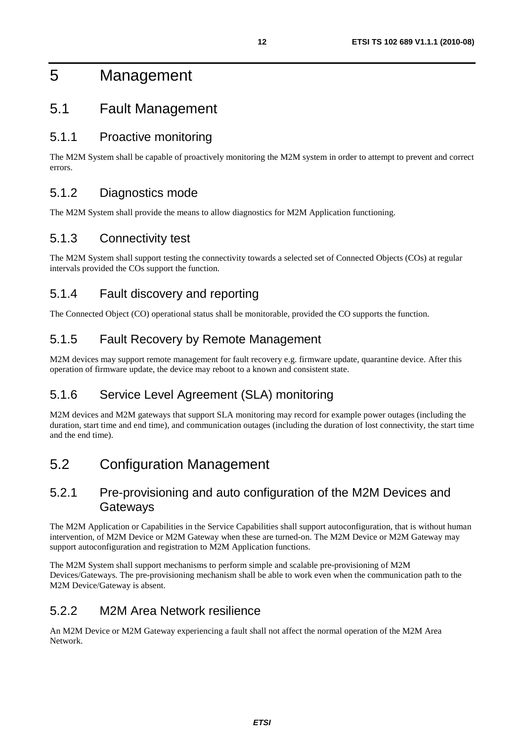# 5 Management

## 5.1 Fault Management

### 5.1.1 Proactive monitoring

The M2M System shall be capable of proactively monitoring the M2M system in order to attempt to prevent and correct errors.

### 5.1.2 Diagnostics mode

The M2M System shall provide the means to allow diagnostics for M2M Application functioning.

### 5.1.3 Connectivity test

The M2M System shall support testing the connectivity towards a selected set of Connected Objects (COs) at regular intervals provided the COs support the function.

### 5.1.4 Fault discovery and reporting

The Connected Object (CO) operational status shall be monitorable, provided the CO supports the function.

### 5.1.5 Fault Recovery by Remote Management

M2M devices may support remote management for fault recovery e.g. firmware update, quarantine device. After this operation of firmware update, the device may reboot to a known and consistent state.

### 5.1.6 Service Level Agreement (SLA) monitoring

M2M devices and M2M gateways that support SLA monitoring may record for example power outages (including the duration, start time and end time), and communication outages (including the duration of lost connectivity, the start time and the end time).

## 5.2 Configuration Management

### 5.2.1 Pre-provisioning and auto configuration of the M2M Devices and Gateways

The M2M Application or Capabilities in the Service Capabilities shall support autoconfiguration, that is without human intervention, of M2M Device or M2M Gateway when these are turned-on. The M2M Device or M2M Gateway may support autoconfiguration and registration to M2M Application functions.

The M2M System shall support mechanisms to perform simple and scalable pre-provisioning of M2M Devices/Gateways. The pre-provisioning mechanism shall be able to work even when the communication path to the M2M Device/Gateway is absent.

### 5.2.2 M2M Area Network resilience

An M2M Device or M2M Gateway experiencing a fault shall not affect the normal operation of the M2M Area Network.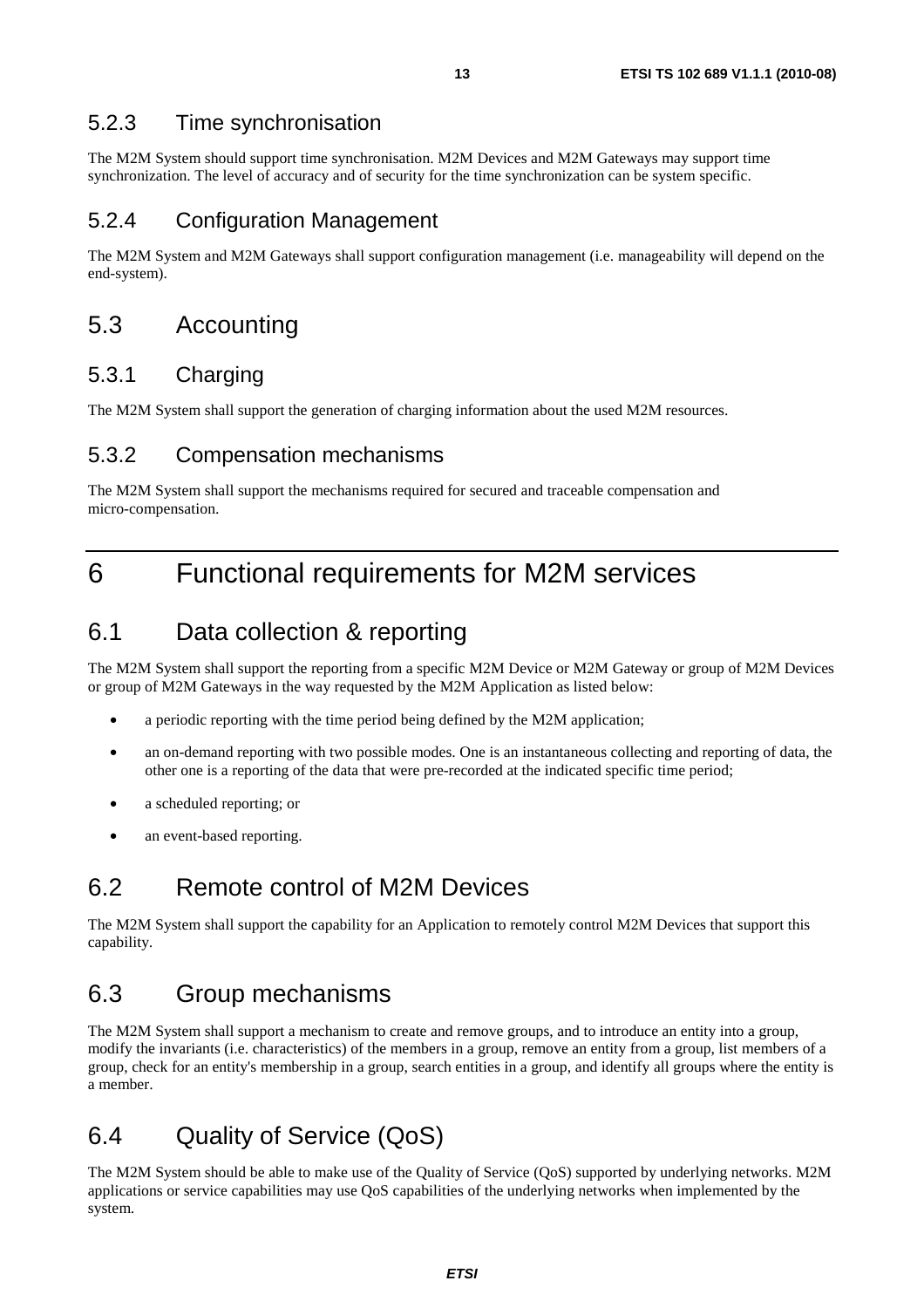### 5.2.3 Time synchronisation

The M2M System should support time synchronisation. M2M Devices and M2M Gateways may support time synchronization. The level of accuracy and of security for the time synchronization can be system specific.

### 5.2.4 Configuration Management

The M2M System and M2M Gateways shall support configuration management (i.e. manageability will depend on the end-system).

## 5.3 Accounting

### 5.3.1 Charging

The M2M System shall support the generation of charging information about the used M2M resources.

### 5.3.2 Compensation mechanisms

The M2M System shall support the mechanisms required for secured and traceable compensation and micro-compensation.

# 6 Functional requirements for M2M services

## 6.1 Data collection & reporting

The M2M System shall support the reporting from a specific M2M Device or M2M Gateway or group of M2M Devices or group of M2M Gateways in the way requested by the M2M Application as listed below:

- a periodic reporting with the time period being defined by the M2M application;
- an on-demand reporting with two possible modes. One is an instantaneous collecting and reporting of data, the other one is a reporting of the data that were pre-recorded at the indicated specific time period;
- a scheduled reporting; or
- an event-based reporting.

## 6.2 Remote control of M2M Devices

The M2M System shall support the capability for an Application to remotely control M2M Devices that support this capability.

## 6.3 Group mechanisms

The M2M System shall support a mechanism to create and remove groups, and to introduce an entity into a group, modify the invariants (i.e. characteristics) of the members in a group, remove an entity from a group, list members of a group, check for an entity's membership in a group, search entities in a group, and identify all groups where the entity is a member.

## 6.4 Quality of Service (QoS)

The M2M System should be able to make use of the Quality of Service (QoS) supported by underlying networks. M2M applications or service capabilities may use QoS capabilities of the underlying networks when implemented by the system.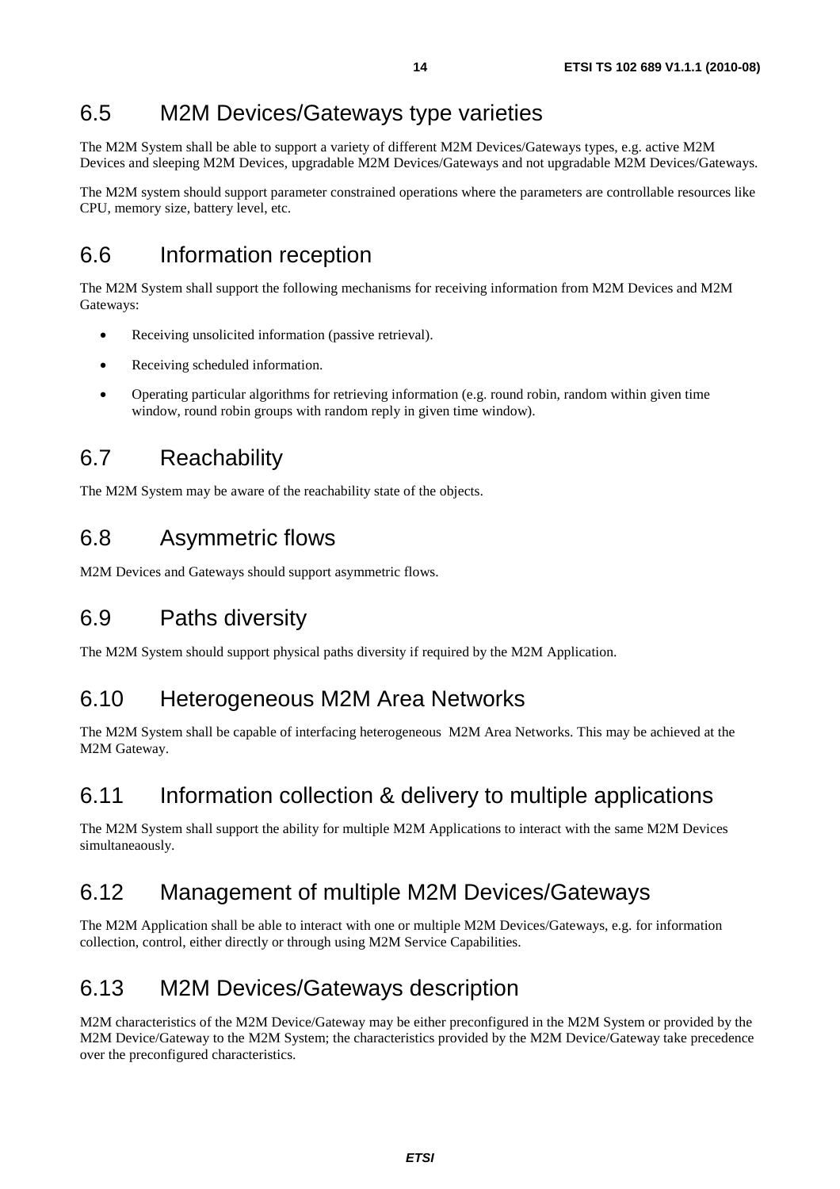## 6.5 M2M Devices/Gateways type varieties

The M2M System shall be able to support a variety of different M2M Devices/Gateways types, e.g. active M2M Devices and sleeping M2M Devices, upgradable M2M Devices/Gateways and not upgradable M2M Devices/Gateways.

The M2M system should support parameter constrained operations where the parameters are controllable resources like CPU, memory size, battery level, etc.

## 6.6 Information reception

The M2M System shall support the following mechanisms for receiving information from M2M Devices and M2M Gateways:

- Receiving unsolicited information (passive retrieval).
- Receiving scheduled information.
- Operating particular algorithms for retrieving information (e.g. round robin, random within given time window, round robin groups with random reply in given time window).

## 6.7 Reachability

The M2M System may be aware of the reachability state of the objects.

## 6.8 Asymmetric flows

M2M Devices and Gateways should support asymmetric flows.

## 6.9 Paths diversity

The M2M System should support physical paths diversity if required by the M2M Application.

## 6.10 Heterogeneous M2M Area Networks

The M2M System shall be capable of interfacing heterogeneous M2M Area Networks. This may be achieved at the M2M Gateway.

## 6.11 Information collection & delivery to multiple applications

The M2M System shall support the ability for multiple M2M Applications to interact with the same M2M Devices simultaneaously.

## 6.12 Management of multiple M2M Devices/Gateways

The M2M Application shall be able to interact with one or multiple M2M Devices/Gateways, e.g. for information collection, control, either directly or through using M2M Service Capabilities.

## 6.13 M2M Devices/Gateways description

M2M characteristics of the M2M Device/Gateway may be either preconfigured in the M2M System or provided by the M2M Device/Gateway to the M2M System; the characteristics provided by the M2M Device/Gateway take precedence over the preconfigured characteristics.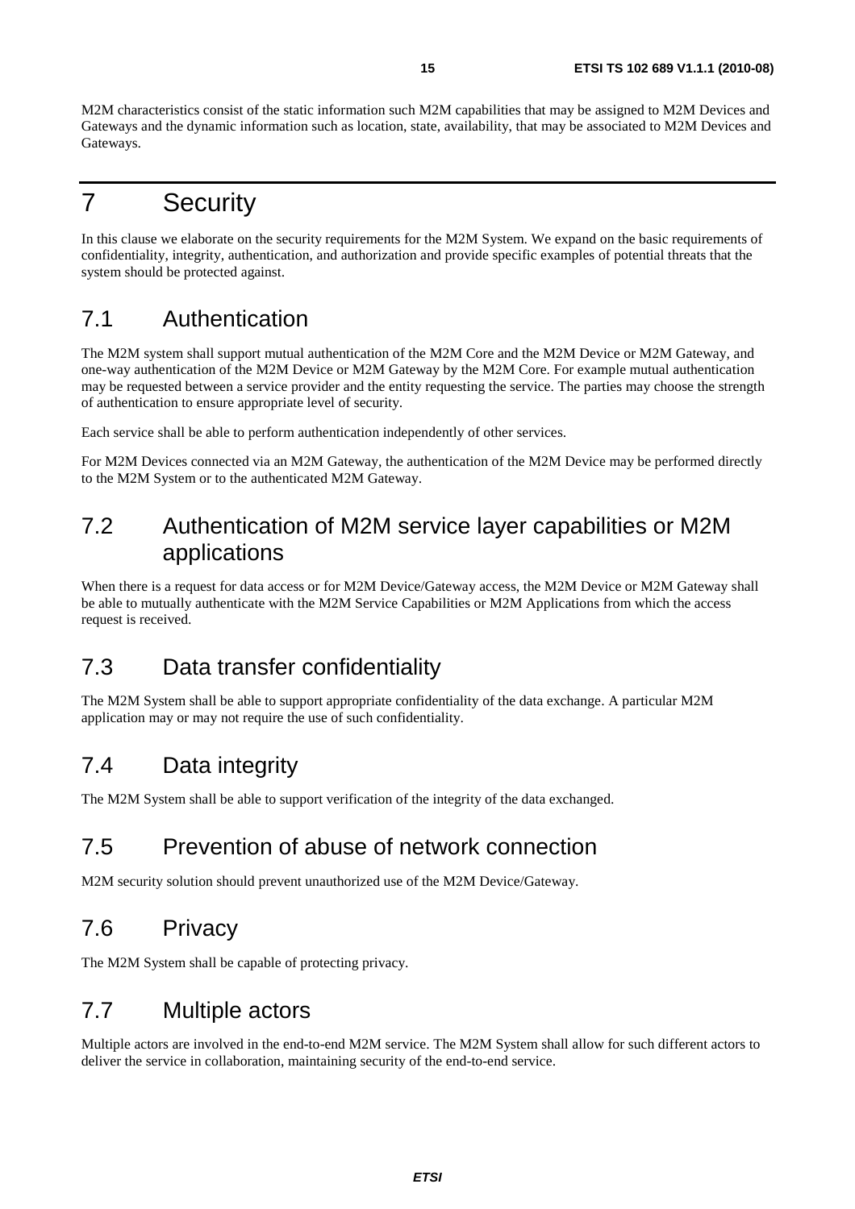M2M characteristics consist of the static information such M2M capabilities that may be assigned to M2M Devices and Gateways and the dynamic information such as location, state, availability, that may be associated to M2M Devices and Gateways.

# 7 Security

In this clause we elaborate on the security requirements for the M2M System. We expand on the basic requirements of confidentiality, integrity, authentication, and authorization and provide specific examples of potential threats that the system should be protected against.

## 7.1 Authentication

The M2M system shall support mutual authentication of the M2M Core and the M2M Device or M2M Gateway, and one-way authentication of the M2M Device or M2M Gateway by the M2M Core. For example mutual authentication may be requested between a service provider and the entity requesting the service. The parties may choose the strength of authentication to ensure appropriate level of security.

Each service shall be able to perform authentication independently of other services.

For M2M Devices connected via an M2M Gateway, the authentication of the M2M Device may be performed directly to the M2M System or to the authenticated M2M Gateway.

## 7.2 Authentication of M2M service layer capabilities or M2M applications

When there is a request for data access or for M2M Device/Gateway access, the M2M Device or M2M Gateway shall be able to mutually authenticate with the M2M Service Capabilities or M2M Applications from which the access request is received.

## 7.3 Data transfer confidentiality

The M2M System shall be able to support appropriate confidentiality of the data exchange. A particular M2M application may or may not require the use of such confidentiality.

## 7.4 Data integrity

The M2M System shall be able to support verification of the integrity of the data exchanged.

## 7.5 Prevention of abuse of network connection

M2M security solution should prevent unauthorized use of the M2M Device/Gateway.

## 7.6 Privacy

The M2M System shall be capable of protecting privacy.

## 7.7 Multiple actors

Multiple actors are involved in the end-to-end M2M service. The M2M System shall allow for such different actors to deliver the service in collaboration, maintaining security of the end-to-end service.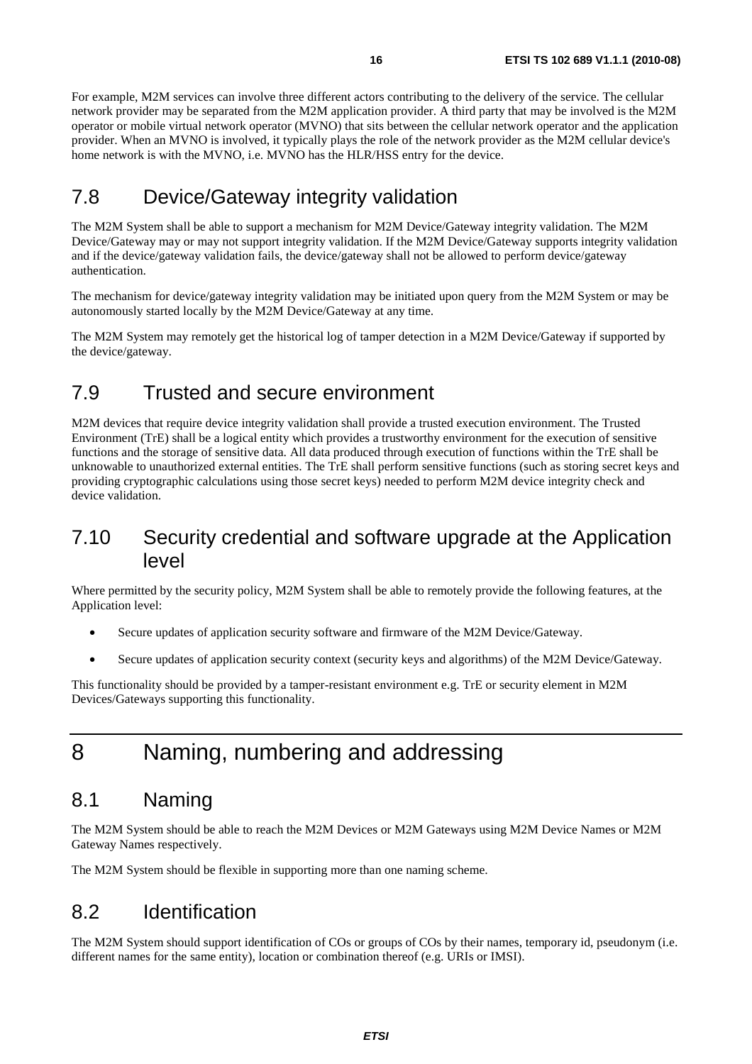For example, M2M services can involve three different actors contributing to the delivery of the service. The cellular network provider may be separated from the M2M application provider. A third party that may be involved is the M2M operator or mobile virtual network operator (MVNO) that sits between the cellular network operator and the application provider. When an MVNO is involved, it typically plays the role of the network provider as the M2M cellular device's home network is with the MVNO, i.e. MVNO has the HLR/HSS entry for the device.

## 7.8 Device/Gateway integrity validation

The M2M System shall be able to support a mechanism for M2M Device/Gateway integrity validation. The M2M Device/Gateway may or may not support integrity validation. If the M2M Device/Gateway supports integrity validation and if the device/gateway validation fails, the device/gateway shall not be allowed to perform device/gateway authentication.

The mechanism for device/gateway integrity validation may be initiated upon query from the M2M System or may be autonomously started locally by the M2M Device/Gateway at any time.

The M2M System may remotely get the historical log of tamper detection in a M2M Device/Gateway if supported by the device/gateway.

## 7.9 Trusted and secure environment

M2M devices that require device integrity validation shall provide a trusted execution environment. The Trusted Environment (TrE) shall be a logical entity which provides a trustworthy environment for the execution of sensitive functions and the storage of sensitive data. All data produced through execution of functions within the TrE shall be unknowable to unauthorized external entities. The TrE shall perform sensitive functions (such as storing secret keys and providing cryptographic calculations using those secret keys) needed to perform M2M device integrity check and device validation.

## 7.10 Security credential and software upgrade at the Application level

Where permitted by the security policy, M2M System shall be able to remotely provide the following features, at the Application level:

- Secure updates of application security software and firmware of the M2M Device/Gateway.
- Secure updates of application security context (security keys and algorithms) of the M2M Device/Gateway.

This functionality should be provided by a tamper-resistant environment e.g. TrE or security element in M2M Devices/Gateways supporting this functionality.

# 8 Naming, numbering and addressing

## 8.1 Naming

The M2M System should be able to reach the M2M Devices or M2M Gateways using M2M Device Names or M2M Gateway Names respectively.

The M2M System should be flexible in supporting more than one naming scheme.

## 8.2 Identification

The M2M System should support identification of COs or groups of COs by their names, temporary id, pseudonym (i.e. different names for the same entity), location or combination thereof (e.g. URIs or IMSI).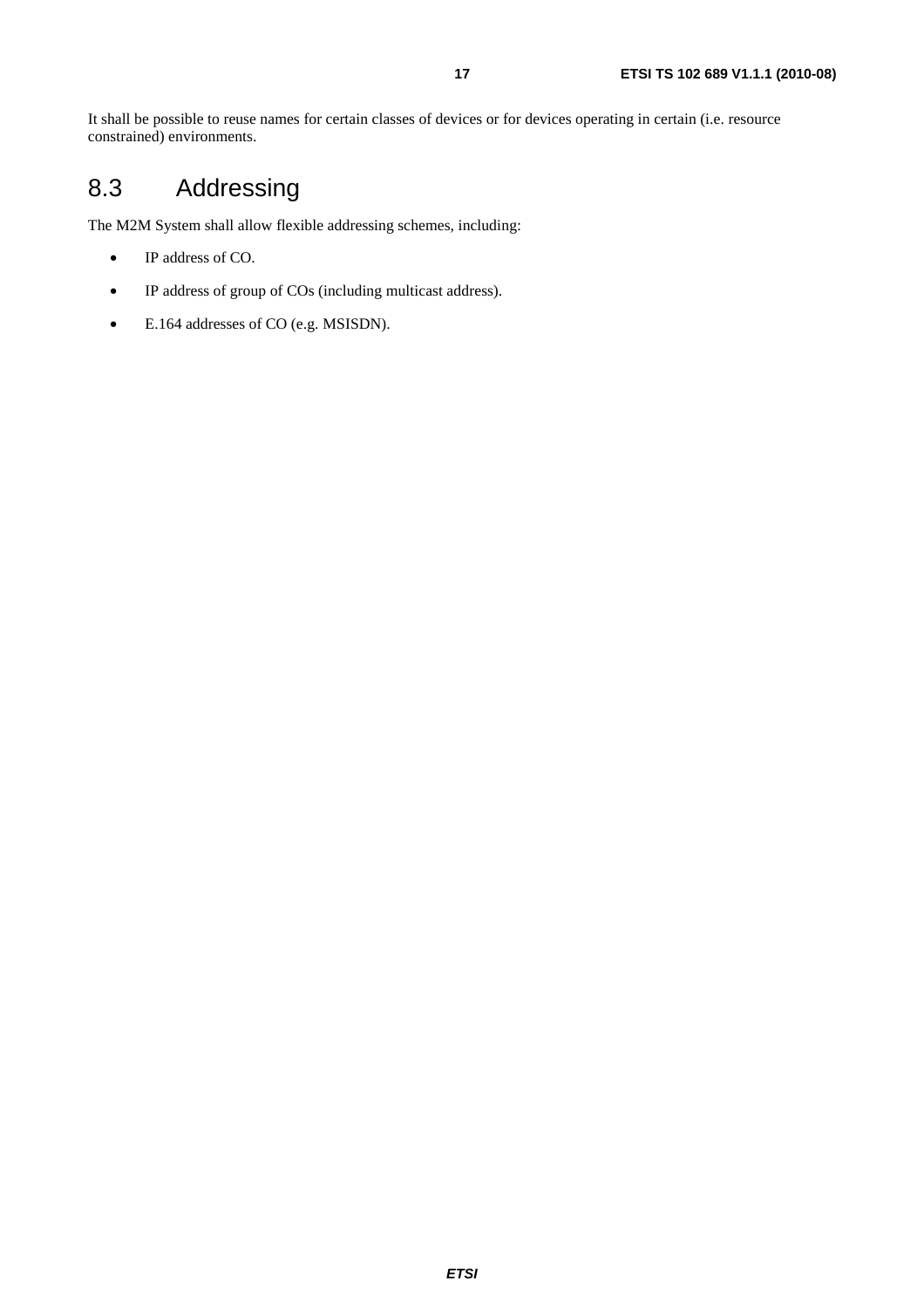It shall be possible to reuse names for certain classes of devices or for devices operating in certain (i.e. resource constrained) environments.

## 8.3 Addressing

The M2M System shall allow flexible addressing schemes, including:

- IP address of CO.
- IP address of group of COs (including multicast address).
- E.164 addresses of CO (e.g. MSISDN).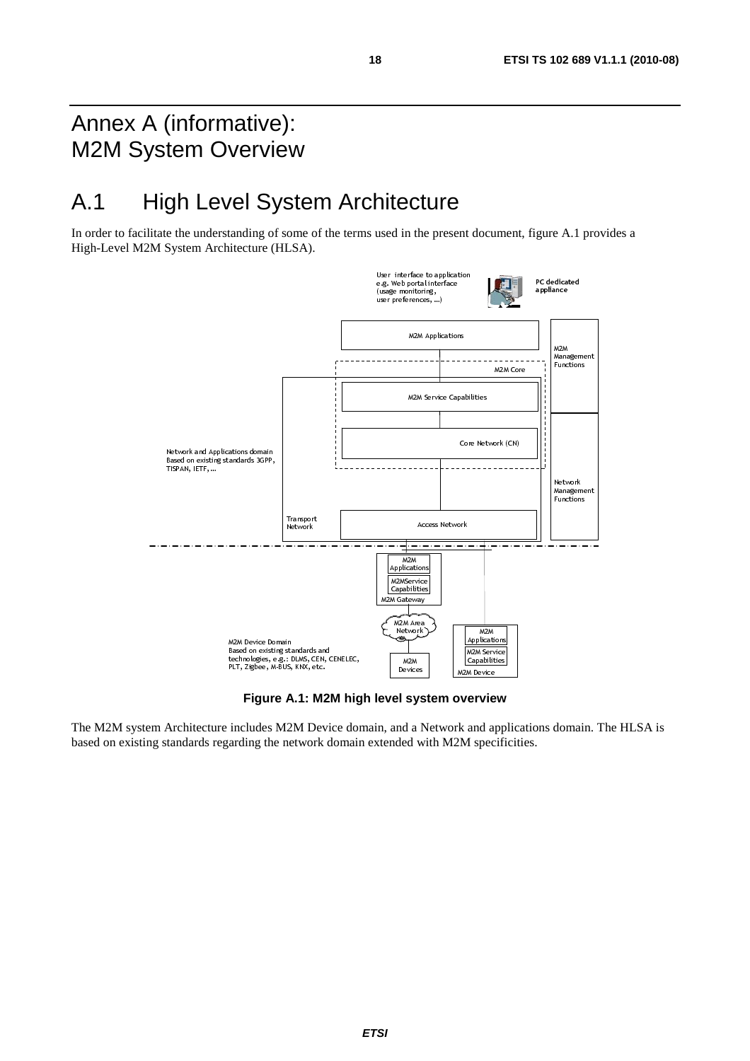# Annex A (informative): M2M System Overview

## A.1 High Level System Architecture

In order to facilitate the understanding of some of the terms used in the present document, figure A.1 provides a High-Level M2M System Architecture (HLSA).

**Figure A.1: M2M high level system overview**

The M2M system Architecture includes M2M Device domain, and a Network and applications domain. The HLSA is based on existing standards regarding the network domain extended with M2M specificities.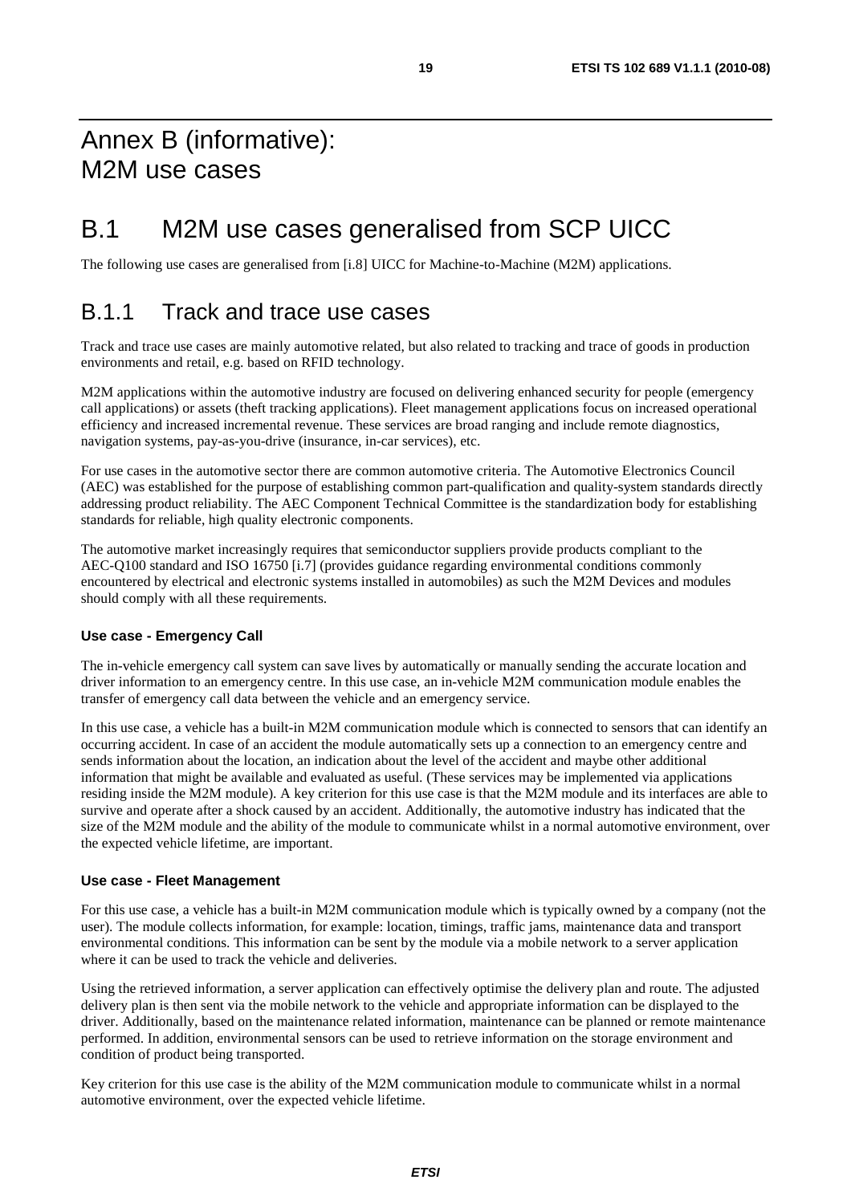# Annex B (informative): M2M use cases

# B.1 M2M use cases generalised from SCP UICC

The following use cases are generalised from [i.8] UICC for Machine-to-Machine (M2M) applications.

## B.1.1 Track and trace use cases

Track and trace use cases are mainly automotive related, but also related to tracking and trace of goods in production environments and retail, e.g. based on RFID technology.

M2M applications within the automotive industry are focused on delivering enhanced security for people (emergency call applications) or assets (theft tracking applications). Fleet management applications focus on increased operational efficiency and increased incremental revenue. These services are broad ranging and include remote diagnostics, navigation systems, pay-as-you-drive (insurance, in-car services), etc.

For use cases in the automotive sector there are common automotive criteria. The Automotive Electronics Council (AEC) was established for the purpose of establishing common part-qualification and quality-system standards directly addressing product reliability. The AEC Component Technical Committee is the standardization body for establishing standards for reliable, high quality electronic components.

The automotive market increasingly requires that semiconductor suppliers provide products compliant to the AEC-Q100 standard and ISO 16750 [i.7] (provides guidance regarding environmental conditions commonly encountered by electrical and electronic systems installed in automobiles) as such the M2M Devices and modules should comply with all these requirements.

**Use case - Emergency Call**

The in-vehicle emergency call system can save lives by automatically or manually sending the accurate location and driver information to an emergency centre. In this use case, an in-vehicle M2M communication module enables the transfer of emergency call data between the vehicle and an emergency service.

In this use case, a vehicle has a built-in M2M communication module which is connected to sensors that can identify an occurring accident. In case of an accident the module automatically sets up a connection to an emergency centre and sends information about the location, an indication about the level of the accident and maybe other additional information that might be available and evaluated as useful. (These services may be implemented via applications residing inside the M2M module). A key criterion for this use case is that the M2M module and its interfaces are able to survive and operate after a shock caused by an accident. Additionally, the automotive industry has indicated that the size of the M2M module and the ability of the module to communicate whilst in a normal automotive environment, over the expected vehicle lifetime, are important.

**Use case - Fleet Management**

For this use case, a vehicle has a built-in M2M communication module which is typically owned by a company (not the user). The module collects information, for example: location, timings, traffic jams, maintenance data and transport environmental conditions. This information can be sent by the module via a mobile network to a server application where it can be used to track the vehicle and deliveries.

Using the retrieved information, a server application can effectively optimise the delivery plan and route. The adjusted delivery plan is then sent via the mobile network to the vehicle and appropriate information can be displayed to the driver. Additionally, based on the maintenance related information, maintenance can be planned or remote maintenance performed. In addition, environmental sensors can be used to retrieve information on the storage environment and condition of product being transported.

Key criterion for this use case is the ability of the M2M communication module to communicate whilst in a normal automotive environment, over the expected vehicle lifetime.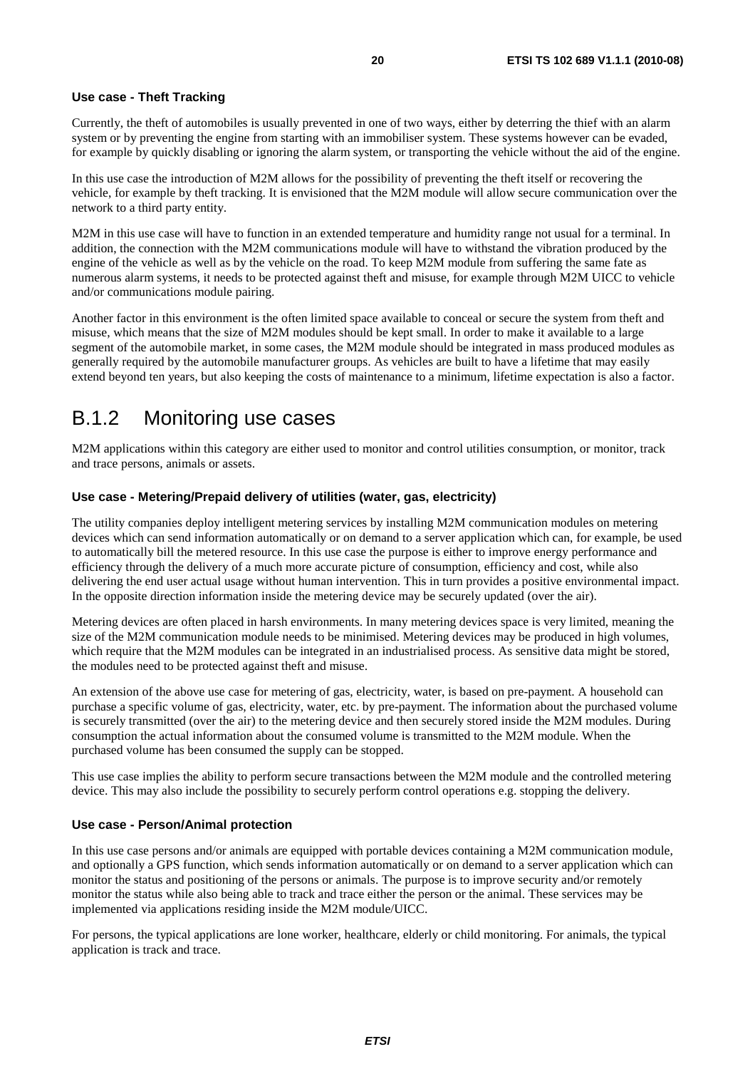**Use case - Theft Tracking**

Currently, the theft of automobiles is usually prevented in one of two ways, either by deterring the thief with an alarm system or by preventing the engine from starting with an immobiliser system. These systems however can be evaded, for example by quickly disabling or ignoring the alarm system, or transporting the vehicle without the aid of the engine.

In this use case the introduction of M2M allows for the possibility of preventing the theft itself or recovering the vehicle, for example by theft tracking. It is envisioned that the M2M module will allow secure communication over the network to a third party entity.

M2M in this use case will have to function in an extended temperature and humidity range not usual for a terminal. In addition, the connection with the M2M communications module will have to withstand the vibration produced by the engine of the vehicle as well as by the vehicle on the road. To keep M2M module from suffering the same fate as numerous alarm systems, it needs to be protected against theft and misuse, for example through M2M UICC to vehicle and/or communications module pairing.

Another factor in this environment is the often limited space available to conceal or secure the system from theft and misuse, which means that the size of M2M modules should be kept small. In order to make it available to a large segment of the automobile market, in some cases, the M2M module should be integrated in mass produced modules as generally required by the automobile manufacturer groups. As vehicles are built to have a lifetime that may easily extend beyond ten years, but also keeping the costs of maintenance to a minimum, lifetime expectation is also a factor.

## B.1.2 Monitoring use cases

M2M applications within this category are either used to monitor and control utilities consumption, or monitor, track and trace persons, animals or assets.

**Use case - Metering/Prepaid delivery of utilities (water, gas, electricity)**

The utility companies deploy intelligent metering services by installing M2M communication modules on metering devices which can send information automatically or on demand to a server application which can, for example, be used to automatically bill the metered resource. In this use case the purpose is either to improve energy performance and efficiency through the delivery of a much more accurate picture of consumption, efficiency and cost, while also delivering the end user actual usage without human intervention. This in turn provides a positive environmental impact. In the opposite direction information inside the metering device may be securely updated (over the air).

Metering devices are often placed in harsh environments. In many metering devices space is very limited, meaning the size of the M2M communication module needs to be minimised. Metering devices may be produced in high volumes, which require that the M2M modules can be integrated in an industrialised process. As sensitive data might be stored, the modules need to be protected against theft and misuse.

An extension of the above use case for metering of gas, electricity, water, is based on pre-payment. A household can purchase a specific volume of gas, electricity, water, etc. by pre-payment. The information about the purchased volume is securely transmitted (over the air) to the metering device and then securely stored inside the M2M modules. During consumption the actual information about the consumed volume is transmitted to the M2M module. When the purchased volume has been consumed the supply can be stopped.

This use case implies the ability to perform secure transactions between the M2M module and the controlled metering device. This may also include the possibility to securely perform control operations e.g. stopping the delivery.

**Use case - Person/Animal protection**

In this use case persons and/or animals are equipped with portable devices containing a M2M communication module, and optionally a GPS function, which sends information automatically or on demand to a server application which can monitor the status and positioning of the persons or animals. The purpose is to improve security and/or remotely monitor the status while also being able to track and trace either the person or the animal. These services may be implemented via applications residing inside the M2M module/UICC.

For persons, the typical applications are lone worker, healthcare, elderly or child monitoring. For animals, the typical application is track and trace.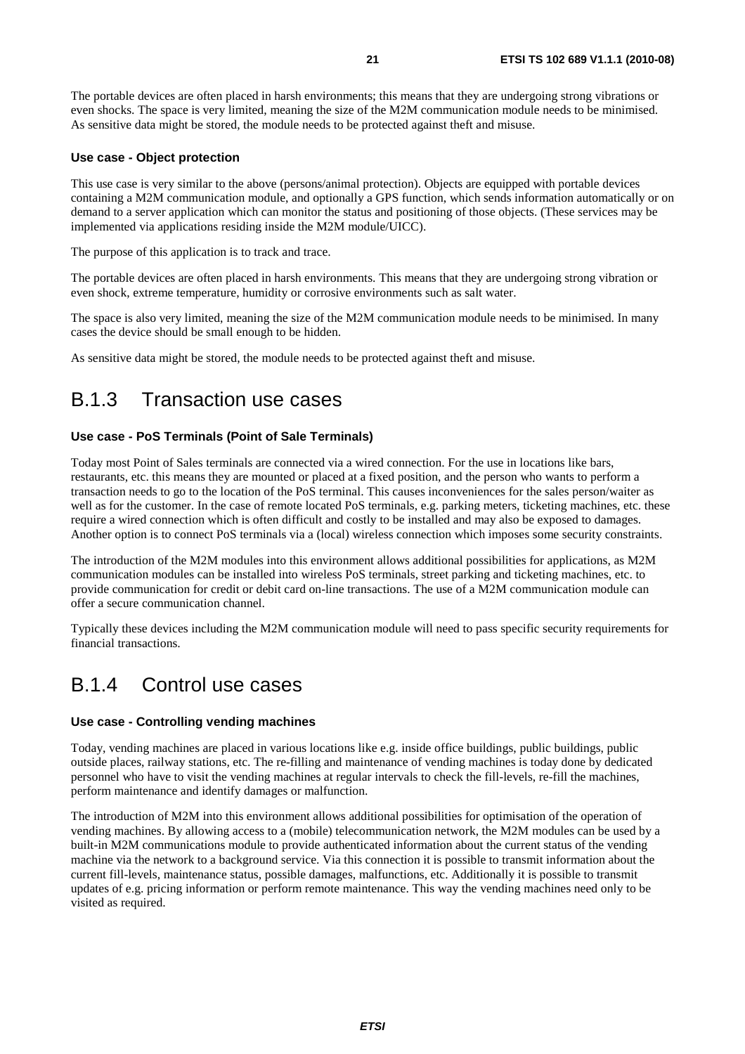The portable devices are often placed in harsh environments; this means that they are undergoing strong vibrations or even shocks. The space is very limited, meaning the size of the M2M communication module needs to be minimised. As sensitive data might be stored, the module needs to be protected against theft and misuse.

**Use case - Object protection**

This use case is very similar to the above (persons/animal protection). Objects are equipped with portable devices containing a M2M communication module, and optionally a GPS function, which sends information automatically or on demand to a server application which can monitor the status and positioning of those objects. (These services may be implemented via applications residing inside the M2M module/UICC).

The purpose of this application is to track and trace.

The portable devices are often placed in harsh environments. This means that they are undergoing strong vibration or even shock, extreme temperature, humidity or corrosive environments such as salt water.

The space is also very limited, meaning the size of the M2M communication module needs to be minimised. In many cases the device should be small enough to be hidden.

As sensitive data might be stored, the module needs to be protected against theft and misuse.

## B.1.3 Transaction use cases

**Use case - PoS Terminals (Point of Sale Terminals)**

Today most Point of Sales terminals are connected via a wired connection. For the use in locations like bars, restaurants, etc. this means they are mounted or placed at a fixed position, and the person who wants to perform a transaction needs to go to the location of the PoS terminal. This causes inconveniences for the sales person/waiter as well as for the customer. In the case of remote located PoS terminals, e.g. parking meters, ticketing machines, etc. these require a wired connection which is often difficult and costly to be installed and may also be exposed to damages. Another option is to connect PoS terminals via a (local) wireless connection which imposes some security constraints.

The introduction of the M2M modules into this environment allows additional possibilities for applications, as M2M communication modules can be installed into wireless PoS terminals, street parking and ticketing machines, etc. to provide communication for credit or debit card on-line transactions. The use of a M2M communication module can offer a secure communication channel.

Typically these devices including the M2M communication module will need to pass specific security requirements for financial transactions.

## B.1.4 Control use cases

**Use case - Controlling vending machines**

Today, vending machines are placed in various locations like e.g. inside office buildings, public buildings, public outside places, railway stations, etc. The re-filling and maintenance of vending machines is today done by dedicated personnel who have to visit the vending machines at regular intervals to check the fill-levels, re-fill the machines, perform maintenance and identify damages or malfunction.

The introduction of M2M into this environment allows additional possibilities for optimisation of the operation of vending machines. By allowing access to a (mobile) telecommunication network, the M2M modules can be used by a built-in M2M communications module to provide authenticated information about the current status of the vending machine via the network to a background service. Via this connection it is possible to transmit information about the current fill-levels, maintenance status, possible damages, malfunctions, etc. Additionally it is possible to transmit updates of e.g. pricing information or perform remote maintenance. This way the vending machines need only to be visited as required.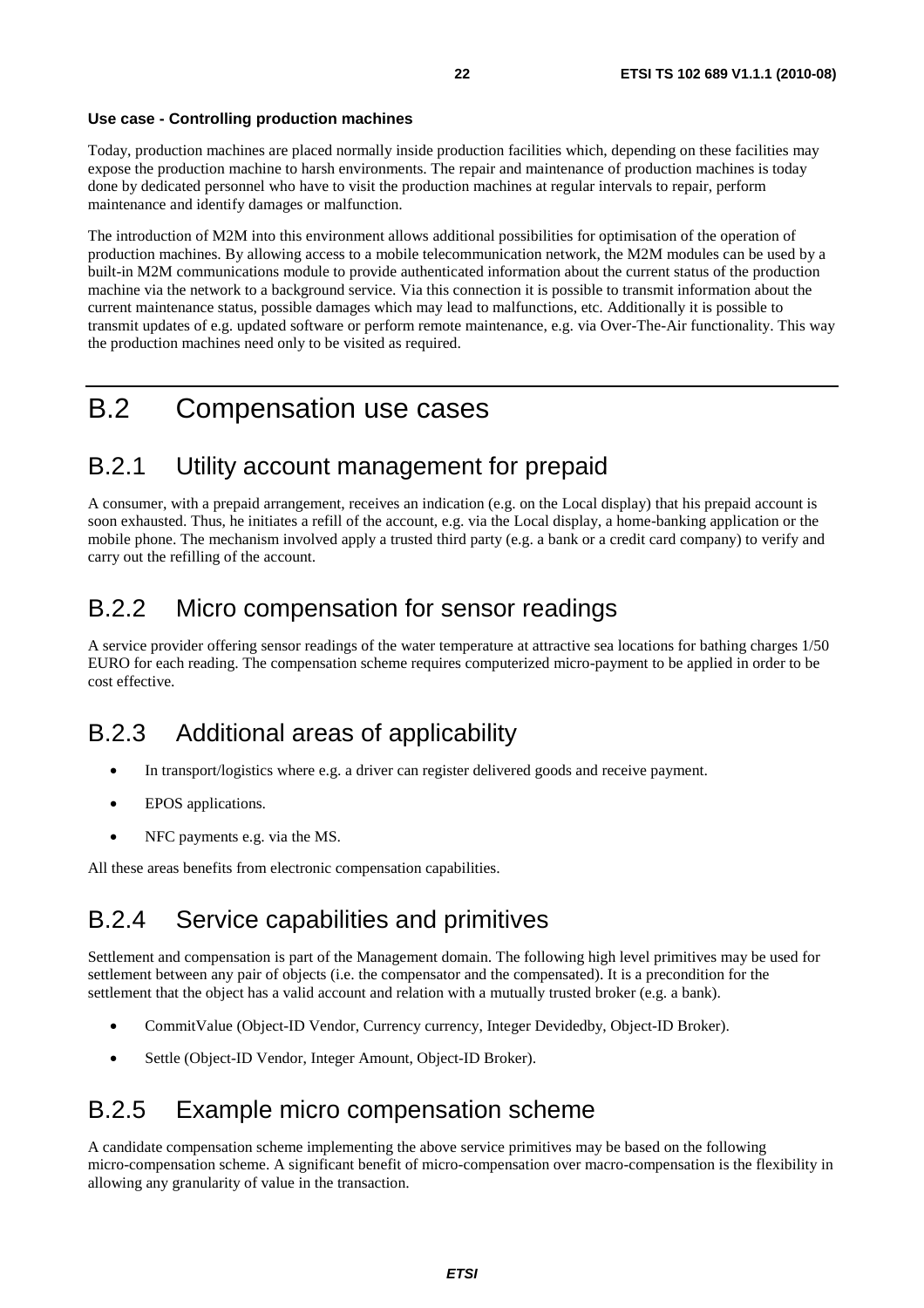**Use case - Controlling production machines**

Today, production machines are placed normally inside production facilities which, depending on these facilities may expose the production machine to harsh environments. The repair and maintenance of production machines is today done by dedicated personnel who have to visit the production machines at regular intervals to repair, perform maintenance and identify damages or malfunction.

The introduction of M2M into this environment allows additional possibilities for optimisation of the operation of production machines. By allowing access to a mobile telecommunication network, the M2M modules can be used by a built-in M2M communications module to provide authenticated information about the current status of the production machine via the network to a background service. Via this connection it is possible to transmit information about the current maintenance status, possible damages which may lead to malfunctions, etc. Additionally it is possible to transmit updates of e.g. updated software or perform remote maintenance, e.g. via Over-The-Air functionality. This way the production machines need only to be visited as required.

# B.2 Compensation use cases

## B.2.1 Utility account management for prepaid

A consumer, with a prepaid arrangement, receives an indication (e.g. on the Local display) that his prepaid account is soon exhausted. Thus, he initiates a refill of the account, e.g. via the Local display, a home-banking application or the mobile phone. The mechanism involved apply a trusted third party (e.g. a bank or a credit card company) to verify and carry out the refilling of the account.

## B.2.2 Micro compensation for sensor readings

A service provider offering sensor readings of the water temperature at attractive sea locations for bathing charges 1/50 EURO for each reading. The compensation scheme requires computerized micro-payment to be applied in order to be cost effective.

## B.2.3 Additional areas of applicability

- In transport/logistics where e.g. a driver can register delivered goods and receive payment.
- EPOS applications.
- NFC payments e.g. via the MS.

All these areas benefits from electronic compensation capabilities.

## B.2.4 Service capabilities and primitives

Settlement and compensation is part of the Management domain. The following high level primitives may be used for settlement between any pair of objects (i.e. the compensator and the compensated). It is a precondition for the settlement that the object has a valid account and relation with a mutually trusted broker (e.g. a bank).

- CommitValue (Object-ID Vendor, Currency currency, Integer Devidedby, Object-ID Broker).
- Settle (Object-ID Vendor, Integer Amount, Object-ID Broker).

## B.2.5 Example micro compensation scheme

A candidate compensation scheme implementing the above service primitives may be based on the following micro-compensation scheme. A significant benefit of micro-compensation over macro-compensation is the flexibility in allowing any granularity of value in the transaction.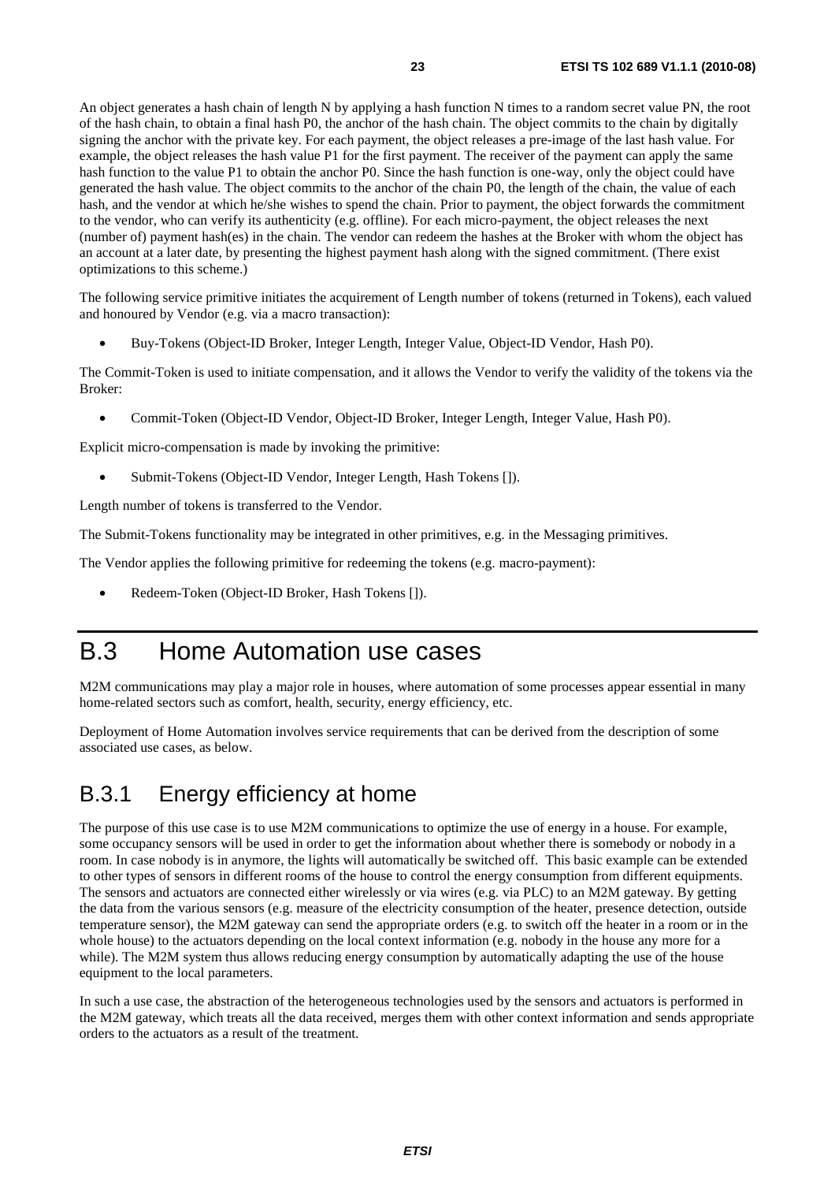An object generates a hash chain of length N by applying a hash function N times to a random secret value PN, the root of the hash chain, to obtain a final hash P0, the anchor of the hash chain. The object commits to the chain by digitally signing the anchor with the private key. For each payment, the object releases a pre-image of the last hash value. For example, the object releases the hash value P1 for the first payment. The receiver of the payment can apply the same hash function to the value P1 to obtain the anchor P0. Since the hash function is one-way, only the object could have generated the hash value. The object commits to the anchor of the chain P0, the length of the chain, the value of each hash, and the vendor at which he/she wishes to spend the chain. Prior to payment, the object forwards the commitment to the vendor, who can verify its authenticity (e.g. offline). For each micro-payment, the object releases the next (number of) payment hash(es) in the chain. The vendor can redeem the hashes at the Broker with whom the object has an account at a later date, by presenting the highest payment hash along with the signed commitment. (There exist optimizations to this scheme.)

The following service primitive initiates the acquirement of Length number of tokens (returned in Tokens), each valued and honoured by Vendor (e.g. via a macro transaction):

- Buy-Tokens (Object-ID Broker, Integer Length, Integer Value, Object-ID Vendor, Hash P0).

The Commit-Token is used to initiate compensation, and it allows the Vendor to verify the validity of the tokens via the Broker:

- Commit-Token (Object-ID Vendor, Object-ID Broker, Integer Length, Integer Value, Hash P0).

Explicit micro-compensation is made by invoking the primitive:

- Submit-Tokens (Object-ID Vendor, Integer Length, Hash Tokens []).

Length number of tokens is transferred to the Vendor.

The Submit-Tokens functionality may be integrated in other primitives, e.g. in the Messaging primitives.

The Vendor applies the following primitive for redeeming the tokens (e.g. macro-payment):

- Redeem-Token (Object-ID Broker, Hash Tokens []).

# B.3 Home Automation use cases

M2M communications may play a major role in houses, where automation of some processes appear essential in many home-related sectors such as comfort, health, security, energy efficiency, etc.

Deployment of Home Automation involves service requirements that can be derived from the description of some associated use cases, as below.

## B.3.1 Energy efficiency at home

The purpose of this use case is to use M2M communications to optimize the use of energy in a house. For example, some occupancy sensors will be used in order to get the information about whether there is somebody or nobody in a room. In case nobody is in anymore, the lights will automatically be switched off. This basic example can be extended to other types of sensors in different rooms of the house to control the energy consumption from different equipments. The sensors and actuators are connected either wirelessly or via wires (e.g. via PLC) to an M2M gateway. By getting the data from the various sensors (e.g. measure of the electricity consumption of the heater, presence detection, outside temperature sensor), the M2M gateway can send the appropriate orders (e.g. to switch off the heater in a room or in the whole house) to the actuators depending on the local context information (e.g. nobody in the house any more for a while). The M2M system thus allows reducing energy consumption by automatically adapting the use of the house equipment to the local parameters.

In such a use case, the abstraction of the heterogeneous technologies used by the sensors and actuators is performed in the M2M gateway, which treats all the data received, merges them with other context information and sends appropriate orders to the actuators as a result of the treatment.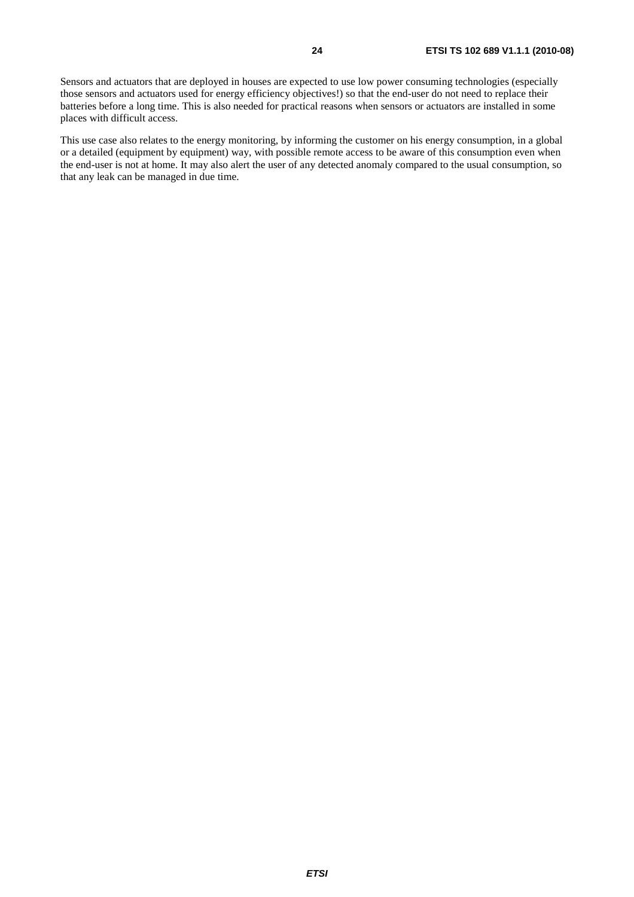Sensors and actuators that are deployed in houses are expected to use low power consuming technologies (especially those sensors and actuators used for energy efficiency objectives!) so that the end-user do not need to replace their batteries before a long time. This is also needed for practical reasons when sensors or actuators are installed in some places with difficult access.

This use case also relates to the energy monitoring, by informing the customer on his energy consumption, in a global or a detailed (equipment by equipment) way, with possible remote access to be aware of this consumption even when the end-user is not at home. It may also alert the user of any detected anomaly compared to the usual consumption, so that any leak can be managed in due time.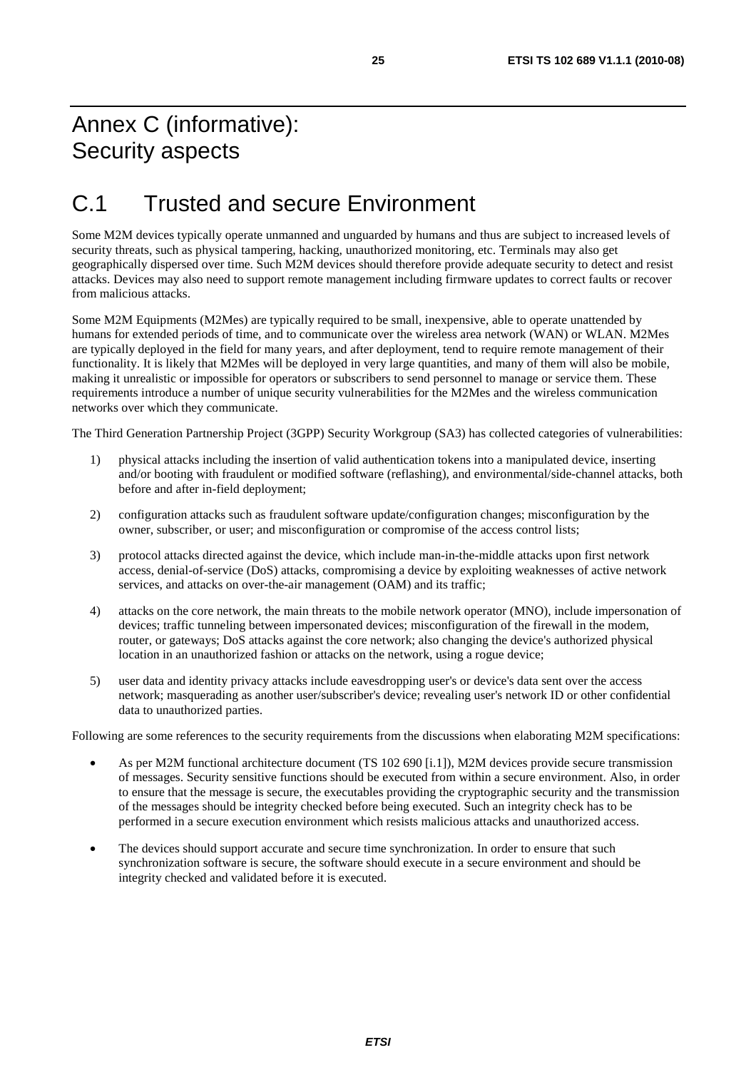# Annex C (informative): Security aspects

# C.1 Trusted and secure Environment

Some M2M devices typically operate unmanned and unguarded by humans and thus are subject to increased levels of security threats, such as physical tampering, hacking, unauthorized monitoring, etc. Terminals may also get geographically dispersed over time. Such M2M devices should therefore provide adequate security to detect and resist attacks. Devices may also need to support remote management including firmware updates to correct faults or recover from malicious attacks.

Some M2M Equipments (M2Mes) are typically required to be small, inexpensive, able to operate unattended by humans for extended periods of time, and to communicate over the wireless area network (WAN) or WLAN. M2Mes are typically deployed in the field for many years, and after deployment, tend to require remote management of their functionality. It is likely that M2Mes will be deployed in very large quantities, and many of them will also be mobile, making it unrealistic or impossible for operators or subscribers to send personnel to manage or service them. These requirements introduce a number of unique security vulnerabilities for the M2Mes and the wireless communication networks over which they communicate.

The Third Generation Partnership Project (3GPP) Security Workgroup (SA3) has collected categories of vulnerabilities:

1) physical attacks including the insertion of valid authentication tokens into a manipulated device, inserting and/or booting with fraudulent or modified software (reflashing), and environmental/side-channel attacks, both before and after in-field deployment;

2) configuration attacks such as fraudulent software update/configuration changes; misconfiguration by the owner, subscriber, or user; and misconfiguration or compromise of the access control lists;

3) protocol attacks directed against the device, which include man-in-the-middle attacks upon first network access, denial-of-service (DoS) attacks, compromising a device by exploiting weaknesses of active network services, and attacks on over-the-air management (OAM) and its traffic;

4) attacks on the core network, the main threats to the mobile network operator (MNO), include impersonation of devices; traffic tunneling between impersonated devices; misconfiguration of the firewall in the modem, router, or gateways; DoS attacks against the core network; also changing the device's authorized physical location in an unauthorized fashion or attacks on the network, using a rogue device;

5) user data and identity privacy attacks include eavesdropping user's or device's data sent over the access network; masquerading as another user/subscriber's device; revealing user's network ID or other confidential data to unauthorized parties.

Following are some references to the security requirements from the discussions when elaborating M2M specifications:

- As per M2M functional architecture document (TS 102 690 [i.1]), M2M devices provide secure transmission of messages. Security sensitive functions should be executed from within a secure environment. Also, in order to ensure that the message is secure, the executables providing the cryptographic security and the transmission of the messages should be integrity checked before being executed. Such an integrity check has to be performed in a secure execution environment which resists malicious attacks and unauthorized access.
- The devices should support accurate and secure time synchronization. In order to ensure that such synchronization software is secure, the software should execute in a secure environment and should be integrity checked and validated before it is executed.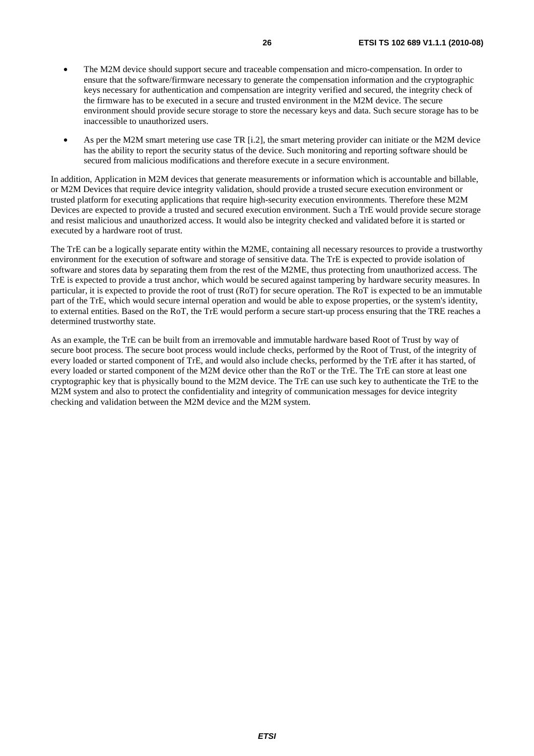- The M2M device should support secure and traceable compensation and micro-compensation. In order to ensure that the software/firmware necessary to generate the compensation information and the cryptographic keys necessary for authentication and compensation are integrity verified and secured, the integrity check of the firmware has to be executed in a secure and trusted environment in the M2M device. The secure environment should provide secure storage to store the necessary keys and data. Such secure storage has to be inaccessible to unauthorized users.

- As per the M2M smart metering use case TR [i.2], the smart metering provider can initiate or the M2M device has the ability to report the security status of the device. Such monitoring and reporting software should be secured from malicious modifications and therefore execute in a secure environment.

In addition, Application in M2M devices that generate measurements or information which is accountable and billable, or M2M Devices that require device integrity validation, should provide a trusted secure execution environment or trusted platform for executing applications that require high-security execution environments. Therefore these M2M Devices are expected to provide a trusted and secured execution environment. Such a TrE would provide secure storage and resist malicious and unauthorized access. It would also be integrity checked and validated before it is started or executed by a hardware root of trust.

The TrE can be a logically separate entity within the M2ME, containing all necessary resources to provide a trustworthy environment for the execution of software and storage of sensitive data. The TrE is expected to provide isolation of software and stores data by separating them from the rest of the M2ME, thus protecting from unauthorized access. The TrE is expected to provide a trust anchor, which would be secured against tampering by hardware security measures. In particular, it is expected to provide the root of trust (RoT) for secure operation. The RoT is expected to be an immutable part of the TrE, which would secure internal operation and would be able to expose properties, or the system's identity, to external entities. Based on the RoT, the TrE would perform a secure start-up process ensuring that the TRE reaches a determined trustworthy state.

As an example, the TrE can be built from an irremovable and immutable hardware based Root of Trust by way of secure boot process. The secure boot process would include checks, performed by the Root of Trust, of the integrity of every loaded or started component of TrE, and would also include checks, performed by the TrE after it has started, of every loaded or started component of the M2M device other than the RoT or the TrE. The TrE can store at least one cryptographic key that is physically bound to the M2M device. The TrE can use such key to authenticate the TrE to the M2M system and also to protect the confidentiality and integrity of communication messages for device integrity checking and validation between the M2M device and the M2M system.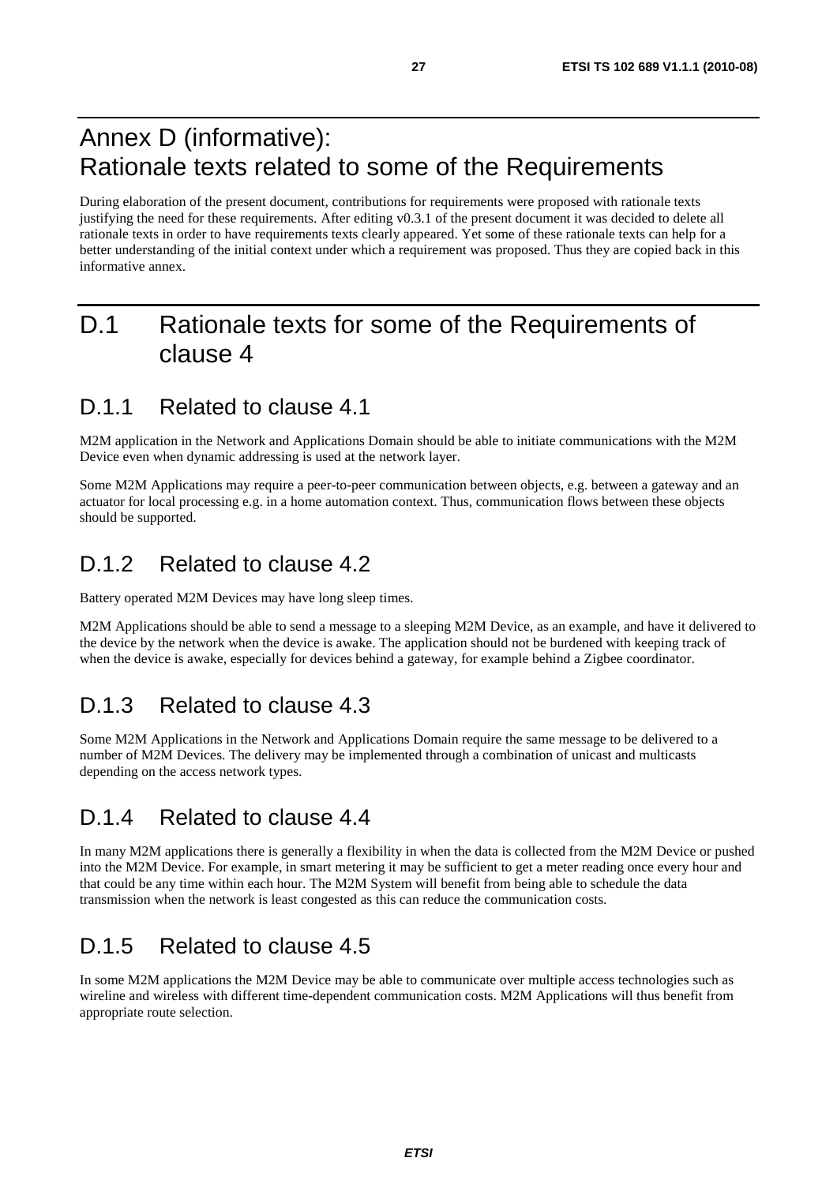# Annex D (informative): Rationale texts related to some of the Requirements

During elaboration of the present document, contributions for requirements were proposed with rationale texts justifying the need for these requirements. After editing v0.3.1 of the present document it was decided to delete all rationale texts in order to have requirements texts clearly appeared. Yet some of these rationale texts can help for a better understanding of the initial context under which a requirement was proposed. Thus they are copied back in this informative annex.

## D.1 Rationale texts for some of the Requirements of clause 4

### D.1.1 Related to clause 4.1

M2M application in the Network and Applications Domain should be able to initiate communications with the M2M Device even when dynamic addressing is used at the network layer.

Some M2M Applications may require a peer-to-peer communication between objects, e.g. between a gateway and an actuator for local processing e.g. in a home automation context. Thus, communication flows between these objects should be supported.

### D.1.2 Related to clause 4.2

Battery operated M2M Devices may have long sleep times.

M2M Applications should be able to send a message to a sleeping M2M Device, as an example, and have it delivered to the device by the network when the device is awake. The application should not be burdened with keeping track of when the device is awake, especially for devices behind a gateway, for example behind a Zigbee coordinator.

### D.1.3 Related to clause 4.3

Some M2M Applications in the Network and Applications Domain require the same message to be delivered to a number of M2M Devices. The delivery may be implemented through a combination of unicast and multicasts depending on the access network types.

### D.1.4 Related to clause 4.4

In many M2M applications there is generally a flexibility in when the data is collected from the M2M Device or pushed into the M2M Device. For example, in smart metering it may be sufficient to get a meter reading once every hour and that could be any time within each hour. The M2M System will benefit from being able to schedule the data transmission when the network is least congested as this can reduce the communication costs.

### D.1.5 Related to clause 4.5

In some M2M applications the M2M Device may be able to communicate over multiple access technologies such as wireline and wireless with different time-dependent communication costs. M2M Applications will thus benefit from appropriate route selection.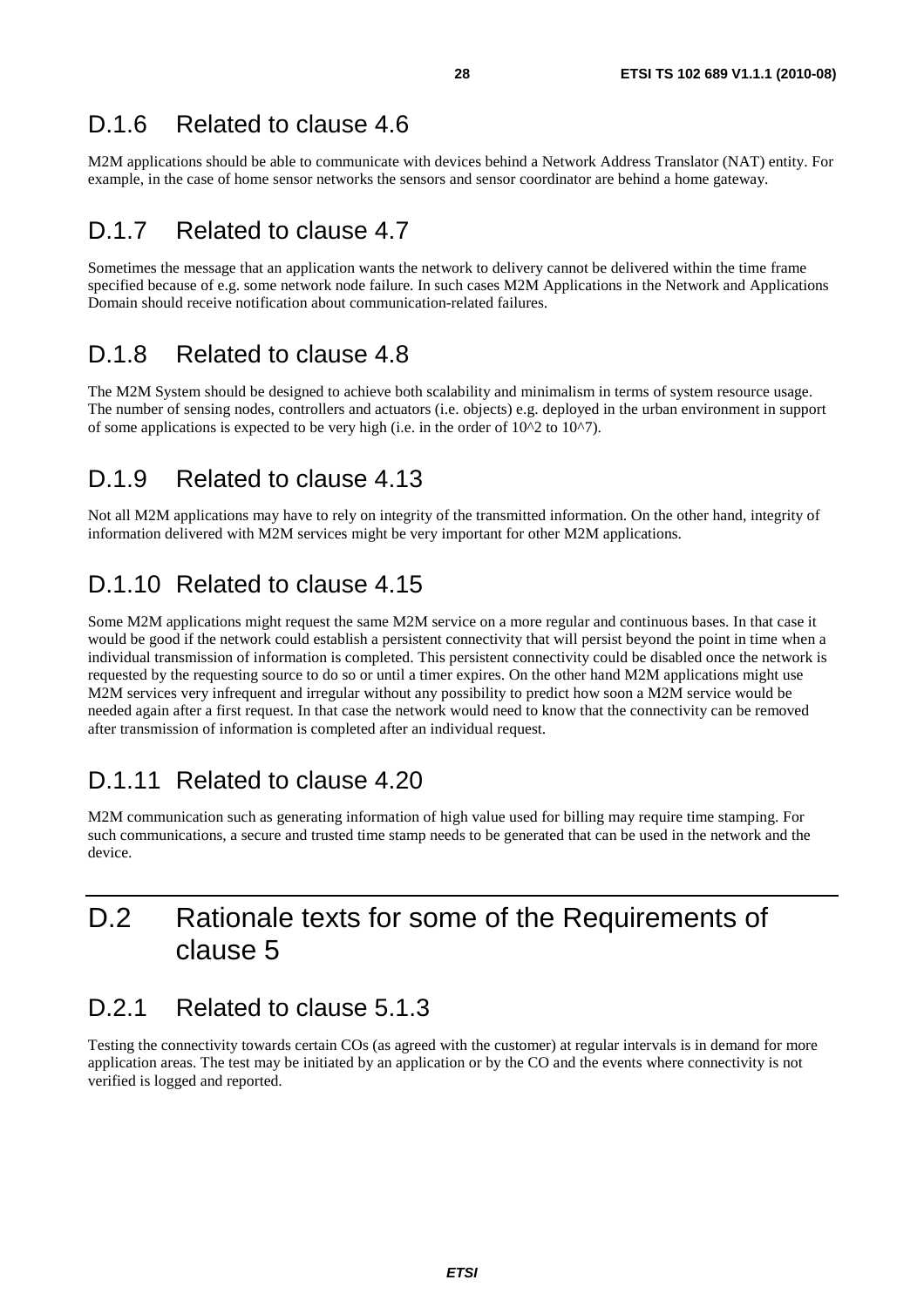## D.1.6 Related to clause 4.6

M2M applications should be able to communicate with devices behind a Network Address Translator (NAT) entity. For example, in the case of home sensor networks the sensors and sensor coordinator are behind a home gateway.

## D.1.7 Related to clause 4.7

Sometimes the message that an application wants the network to delivery cannot be delivered within the time frame specified because of e.g. some network node failure. In such cases M2M Applications in the Network and Applications Domain should receive notification about communication-related failures.

## D.1.8 Related to clause 4.8

The M2M System should be designed to achieve both scalability and minimalism in terms of system resource usage. The number of sensing nodes, controllers and actuators (i.e. objects) e.g. deployed in the urban environment in support of some applications is expected to be very high (i.e. in the order of 10^2 to 10^7).

## D.1.9 Related to clause 4.13

Not all M2M applications may have to rely on integrity of the transmitted information. On the other hand, integrity of information delivered with M2M services might be very important for other M2M applications.

## D.1.10 Related to clause 4.15

Some M2M applications might request the same M2M service on a more regular and continuous bases. In that case it would be good if the network could establish a persistent connectivity that will persist beyond the point in time when a individual transmission of information is completed. This persistent connectivity could be disabled once the network is requested by the requesting source to do so or until a timer expires. On the other hand M2M applications might use M2M services very infrequent and irregular without any possibility to predict how soon a M2M service would be needed again after a first request. In that case the network would need to know that the connectivity can be removed after transmission of information is completed after an individual request.

## D.1.11 Related to clause 4.20

M2M communication such as generating information of high value used for billing may require time stamping. For such communications, a secure and trusted time stamp needs to be generated that can be used in the network and the device.

# D.2 Rationale texts for some of the Requirements of clause 5

## D.2.1 Related to clause 5.1.3

Testing the connectivity towards certain COs (as agreed with the customer) at regular intervals is in demand for more application areas. The test may be initiated by an application or by the CO and the events where connectivity is not verified is logged and reported.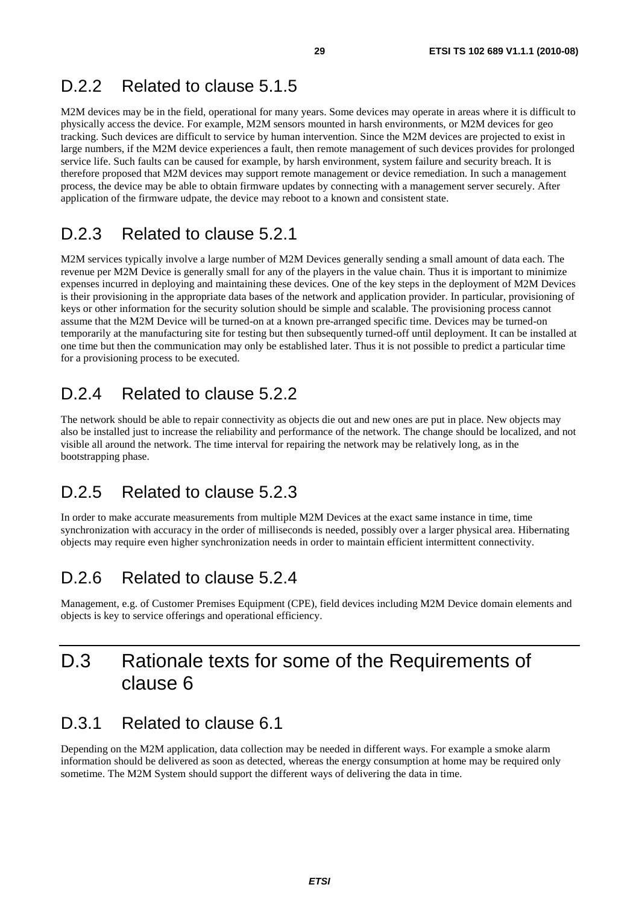## D.2.2 Related to clause 5.1.5

M2M devices may be in the field, operational for many years. Some devices may operate in areas where it is difficult to physically access the device. For example, M2M sensors mounted in harsh environments, or M2M devices for geo tracking. Such devices are difficult to service by human intervention. Since the M2M devices are projected to exist in large numbers, if the M2M device experiences a fault, then remote management of such devices provides for prolonged service life. Such faults can be caused for example, by harsh environment, system failure and security breach. It is therefore proposed that M2M devices may support remote management or device remediation. In such a management process, the device may be able to obtain firmware updates by connecting with a management server securely. After application of the firmware udpate, the device may reboot to a known and consistent state.

## D.2.3 Related to clause 5.2.1

M2M services typically involve a large number of M2M Devices generally sending a small amount of data each. The revenue per M2M Device is generally small for any of the players in the value chain. Thus it is important to minimize expenses incurred in deploying and maintaining these devices. One of the key steps in the deployment of M2M Devices is their provisioning in the appropriate data bases of the network and application provider. In particular, provisioning of keys or other information for the security solution should be simple and scalable. The provisioning process cannot assume that the M2M Device will be turned-on at a known pre-arranged specific time. Devices may be turned-on temporarily at the manufacturing site for testing but then subsequently turned-off until deployment. It can be installed at one time but then the communication may only be established later. Thus it is not possible to predict a particular time for a provisioning process to be executed.

## D.2.4 Related to clause 5.2.2

The network should be able to repair connectivity as objects die out and new ones are put in place. New objects may also be installed just to increase the reliability and performance of the network. The change should be localized, and not visible all around the network. The time interval for repairing the network may be relatively long, as in the bootstrapping phase.

## D.2.5 Related to clause 5.2.3

In order to make accurate measurements from multiple M2M Devices at the exact same instance in time, time synchronization with accuracy in the order of milliseconds is needed, possibly over a larger physical area. Hibernating objects may require even higher synchronization needs in order to maintain efficient intermittent connectivity.

## D.2.6 Related to clause 5.2.4

Management, e.g. of Customer Premises Equipment (CPE), field devices including M2M Device domain elements and objects is key to service offerings and operational efficiency.

# D.3 Rationale texts for some of the Requirements of clause 6

## D.3.1 Related to clause 6.1

Depending on the M2M application, data collection may be needed in different ways. For example a smoke alarm information should be delivered as soon as detected, whereas the energy consumption at home may be required only sometime. The M2M System should support the different ways of delivering the data in time.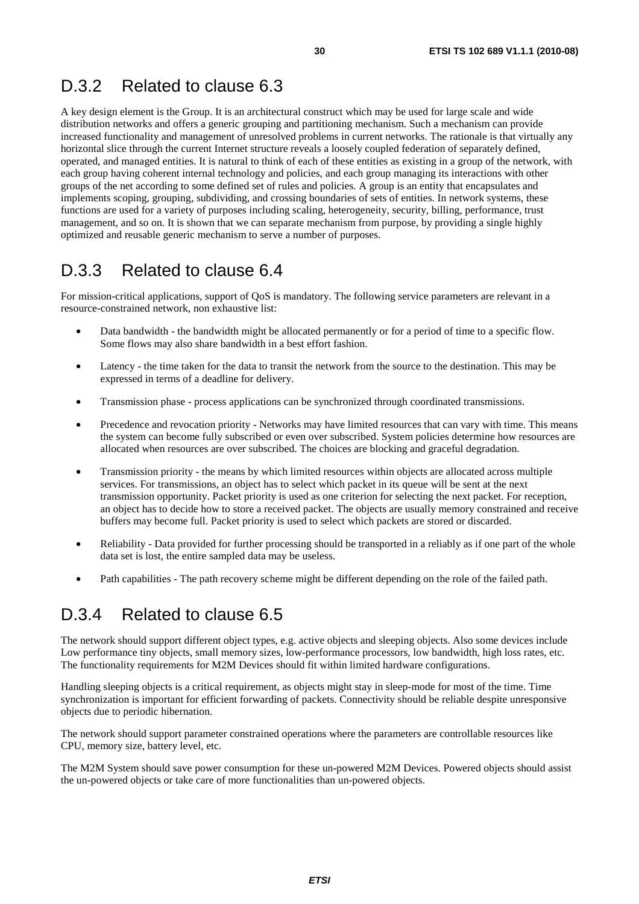## D.3.2 Related to clause 6.3

A key design element is the Group. It is an architectural construct which may be used for large scale and wide distribution networks and offers a generic grouping and partitioning mechanism. Such a mechanism can provide increased functionality and management of unresolved problems in current networks. The rationale is that virtually any horizontal slice through the current Internet structure reveals a loosely coupled federation of separately defined, operated, and managed entities. It is natural to think of each of these entities as existing in a group of the network, with each group having coherent internal technology and policies, and each group managing its interactions with other groups of the net according to some defined set of rules and policies. A group is an entity that encapsulates and implements scoping, grouping, subdividing, and crossing boundaries of sets of entities. In network systems, these functions are used for a variety of purposes including scaling, heterogeneity, security, billing, performance, trust management, and so on. It is shown that we can separate mechanism from purpose, by providing a single highly optimized and reusable generic mechanism to serve a number of purposes.

## D.3.3 Related to clause 6.4

For mission-critical applications, support of QoS is mandatory. The following service parameters are relevant in a resource-constrained network, non exhaustive list:

- Data bandwidth - the bandwidth might be allocated permanently or for a period of time to a specific flow. Some flows may also share bandwidth in a best effort fashion.
- Latency - the time taken for the data to transit the network from the source to the destination. This may be expressed in terms of a deadline for delivery.
- Transmission phase - process applications can be synchronized through coordinated transmissions.
- Precedence and revocation priority - Networks may have limited resources that can vary with time. This means the system can become fully subscribed or even over subscribed. System policies determine how resources are allocated when resources are over subscribed. The choices are blocking and graceful degradation.
- Transmission priority - the means by which limited resources within objects are allocated across multiple services. For transmissions, an object has to select which packet in its queue will be sent at the next transmission opportunity. Packet priority is used as one criterion for selecting the next packet. For reception, an object has to decide how to store a received packet. The objects are usually memory constrained and receive buffers may become full. Packet priority is used to select which packets are stored or discarded.
- Reliability - Data provided for further processing should be transported in a reliably as if one part of the whole data set is lost, the entire sampled data may be useless.
- Path capabilities - The path recovery scheme might be different depending on the role of the failed path.

## D.3.4 Related to clause 6.5

The network should support different object types, e.g. active objects and sleeping objects. Also some devices include Low performance tiny objects, small memory sizes, low-performance processors, low bandwidth, high loss rates, etc. The functionality requirements for M2M Devices should fit within limited hardware configurations.

Handling sleeping objects is a critical requirement, as objects might stay in sleep-mode for most of the time. Time synchronization is important for efficient forwarding of packets. Connectivity should be reliable despite unresponsive objects due to periodic hibernation.

The network should support parameter constrained operations where the parameters are controllable resources like CPU, memory size, battery level, etc.

The M2M System should save power consumption for these un-powered M2M Devices. Powered objects should assist the un-powered objects or take care of more functionalities than un-powered objects.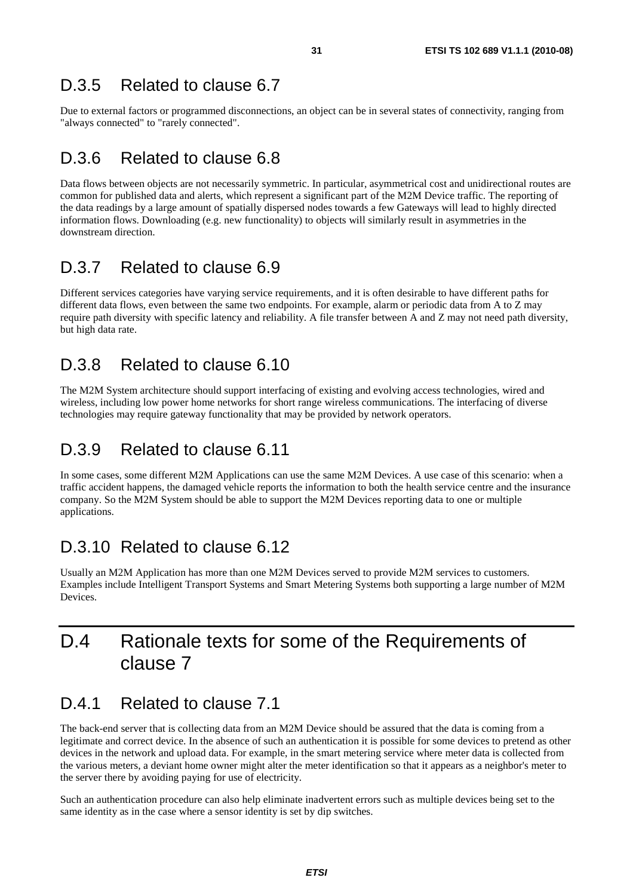## D.3.5 Related to clause 6.7

Due to external factors or programmed disconnections, an object can be in several states of connectivity, ranging from "always connected" to "rarely connected".

## D.3.6 Related to clause 6.8

Data flows between objects are not necessarily symmetric. In particular, asymmetrical cost and unidirectional routes are common for published data and alerts, which represent a significant part of the M2M Device traffic. The reporting of the data readings by a large amount of spatially dispersed nodes towards a few Gateways will lead to highly directed information flows. Downloading (e.g. new functionality) to objects will similarly result in asymmetries in the downstream direction.

## D.3.7 Related to clause 6.9

Different services categories have varying service requirements, and it is often desirable to have different paths for different data flows, even between the same two endpoints. For example, alarm or periodic data from A to Z may require path diversity with specific latency and reliability. A file transfer between A and Z may not need path diversity, but high data rate.

## D.3.8 Related to clause 6.10

The M2M System architecture should support interfacing of existing and evolving access technologies, wired and wireless, including low power home networks for short range wireless communications. The interfacing of diverse technologies may require gateway functionality that may be provided by network operators.

## D.3.9 Related to clause 6.11

In some cases, some different M2M Applications can use the same M2M Devices. A use case of this scenario: when a traffic accident happens, the damaged vehicle reports the information to both the health service centre and the insurance company. So the M2M System should be able to support the M2M Devices reporting data to one or multiple applications.

## D.3.10 Related to clause 6.12

Usually an M2M Application has more than one M2M Devices served to provide M2M services to customers. Examples include Intelligent Transport Systems and Smart Metering Systems both supporting a large number of M2M Devices.

# D.4 Rationale texts for some of the Requirements of clause 7

## D.4.1 Related to clause 7.1

The back-end server that is collecting data from an M2M Device should be assured that the data is coming from a legitimate and correct device. In the absence of such an authentication it is possible for some devices to pretend as other devices in the network and upload data. For example, in the smart metering service where meter data is collected from the various meters, a deviant home owner might alter the meter identification so that it appears as a neighbor's meter to the server there by avoiding paying for use of electricity.

Such an authentication procedure can also help eliminate inadvertent errors such as multiple devices being set to the same identity as in the case where a sensor identity is set by dip switches.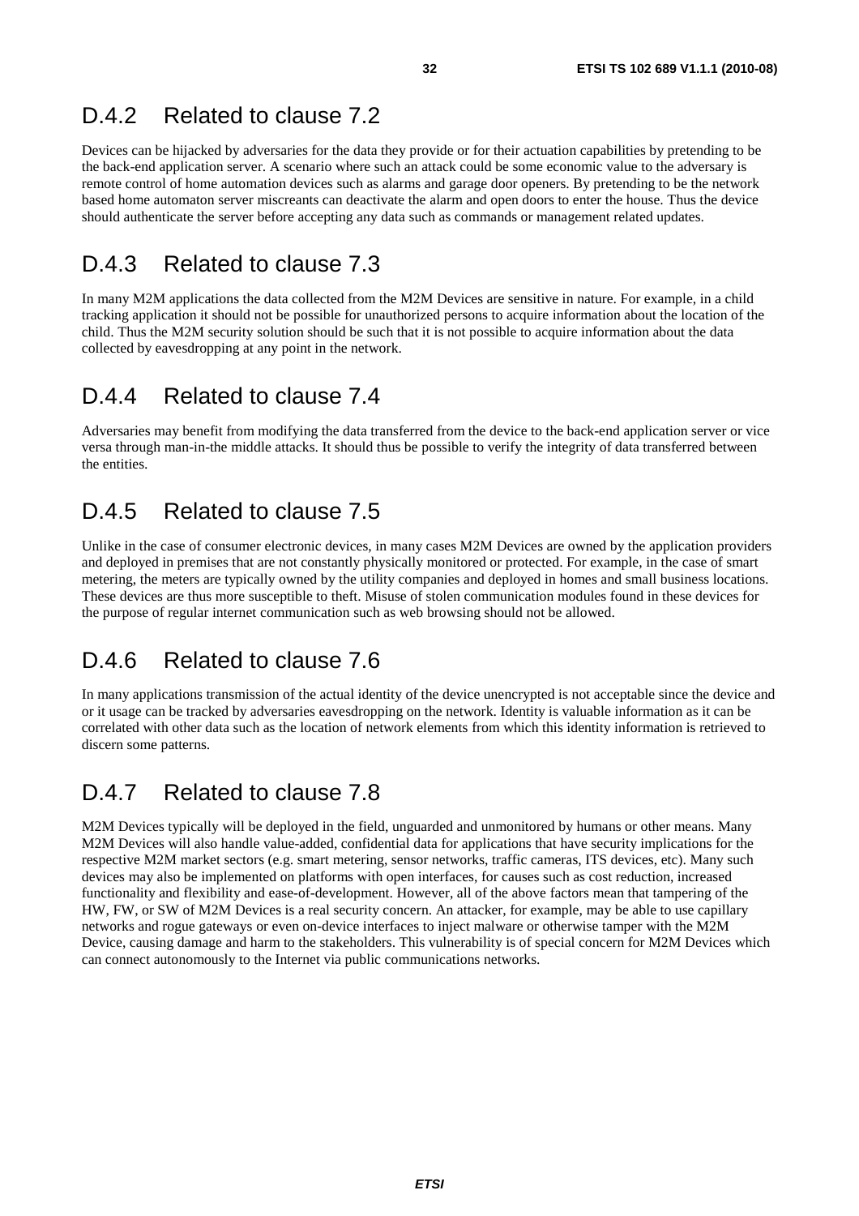## D.4.2 Related to clause 7.2

Devices can be hijacked by adversaries for the data they provide or for their actuation capabilities by pretending to be the back-end application server. A scenario where such an attack could be some economic value to the adversary is remote control of home automation devices such as alarms and garage door openers. By pretending to be the network based home automaton server miscreants can deactivate the alarm and open doors to enter the house. Thus the device should authenticate the server before accepting any data such as commands or management related updates.

## D.4.3 Related to clause 7.3

In many M2M applications the data collected from the M2M Devices are sensitive in nature. For example, in a child tracking application it should not be possible for unauthorized persons to acquire information about the location of the child. Thus the M2M security solution should be such that it is not possible to acquire information about the data collected by eavesdropping at any point in the network.

## D.4.4 Related to clause 7.4

Adversaries may benefit from modifying the data transferred from the device to the back-end application server or vice versa through man-in-the middle attacks. It should thus be possible to verify the integrity of data transferred between the entities.

## D.4.5 Related to clause 7.5

Unlike in the case of consumer electronic devices, in many cases M2M Devices are owned by the application providers and deployed in premises that are not constantly physically monitored or protected. For example, in the case of smart metering, the meters are typically owned by the utility companies and deployed in homes and small business locations. These devices are thus more susceptible to theft. Misuse of stolen communication modules found in these devices for the purpose of regular internet communication such as web browsing should not be allowed.

## D.4.6 Related to clause 7.6

In many applications transmission of the actual identity of the device unencrypted is not acceptable since the device and or it usage can be tracked by adversaries eavesdropping on the network. Identity is valuable information as it can be correlated with other data such as the location of network elements from which this identity information is retrieved to discern some patterns.

## D.4.7 Related to clause 7.8

M2M Devices typically will be deployed in the field, unguarded and unmonitored by humans or other means. Many M2M Devices will also handle value-added, confidential data for applications that have security implications for the respective M2M market sectors (e.g. smart metering, sensor networks, traffic cameras, ITS devices, etc). Many such devices may also be implemented on platforms with open interfaces, for causes such as cost reduction, increased functionality and flexibility and ease-of-development. However, all of the above factors mean that tampering of the HW, FW, or SW of M2M Devices is a real security concern. An attacker, for example, may be able to use capillary networks and rogue gateways or even on-device interfaces to inject malware or otherwise tamper with the M2M Device, causing damage and harm to the stakeholders. This vulnerability is of special concern for M2M Devices which can connect autonomously to the Internet via public communications networks.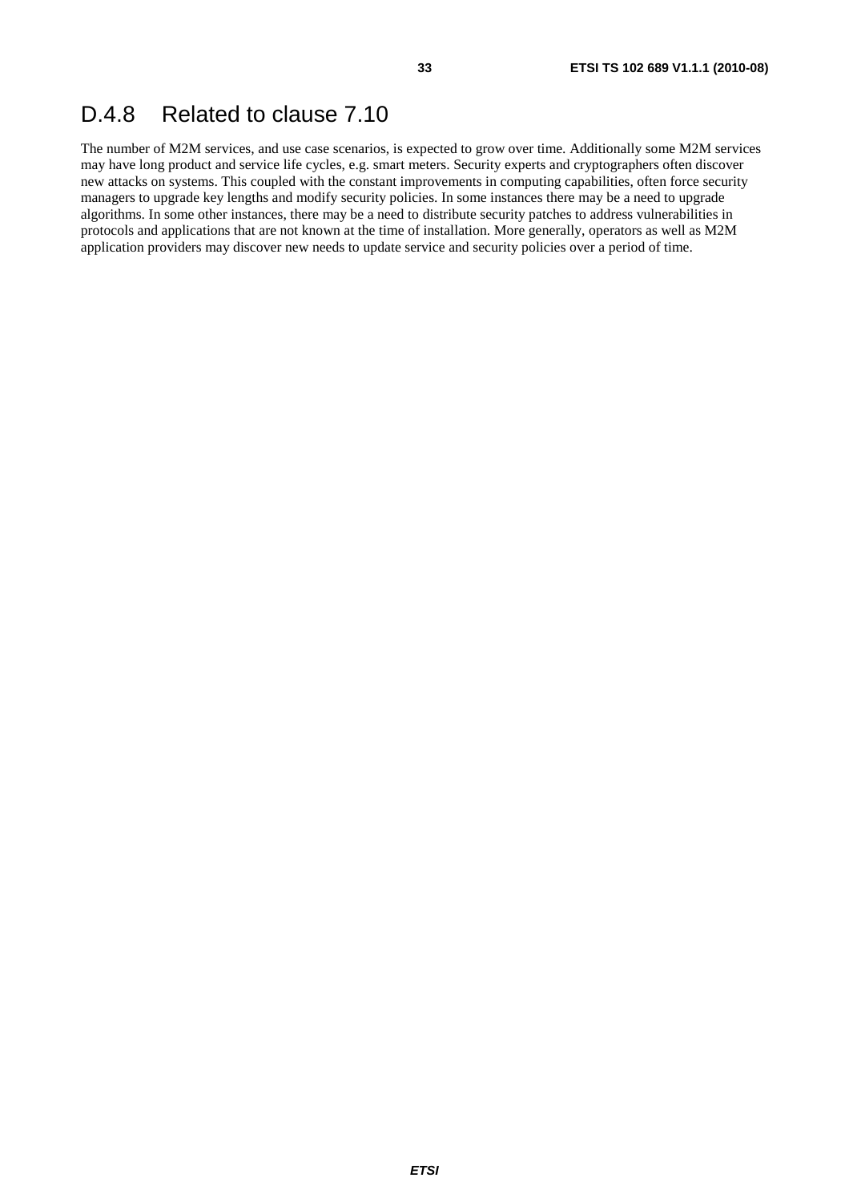## D.4.8 Related to clause 7.10

The number of M2M services, and use case scenarios, is expected to grow over time. Additionally some M2M services may have long product and service life cycles, e.g. smart meters. Security experts and cryptographers often discover new attacks on systems. This coupled with the constant improvements in computing capabilities, often force security managers to upgrade key lengths and modify security policies. In some instances there may be a need to upgrade algorithms. In some other instances, there may be a need to distribute security patches to address vulnerabilities in protocols and applications that are not known at the time of installation. More generally, operators as well as M2M application providers may discover new needs to update service and security policies over a period of time.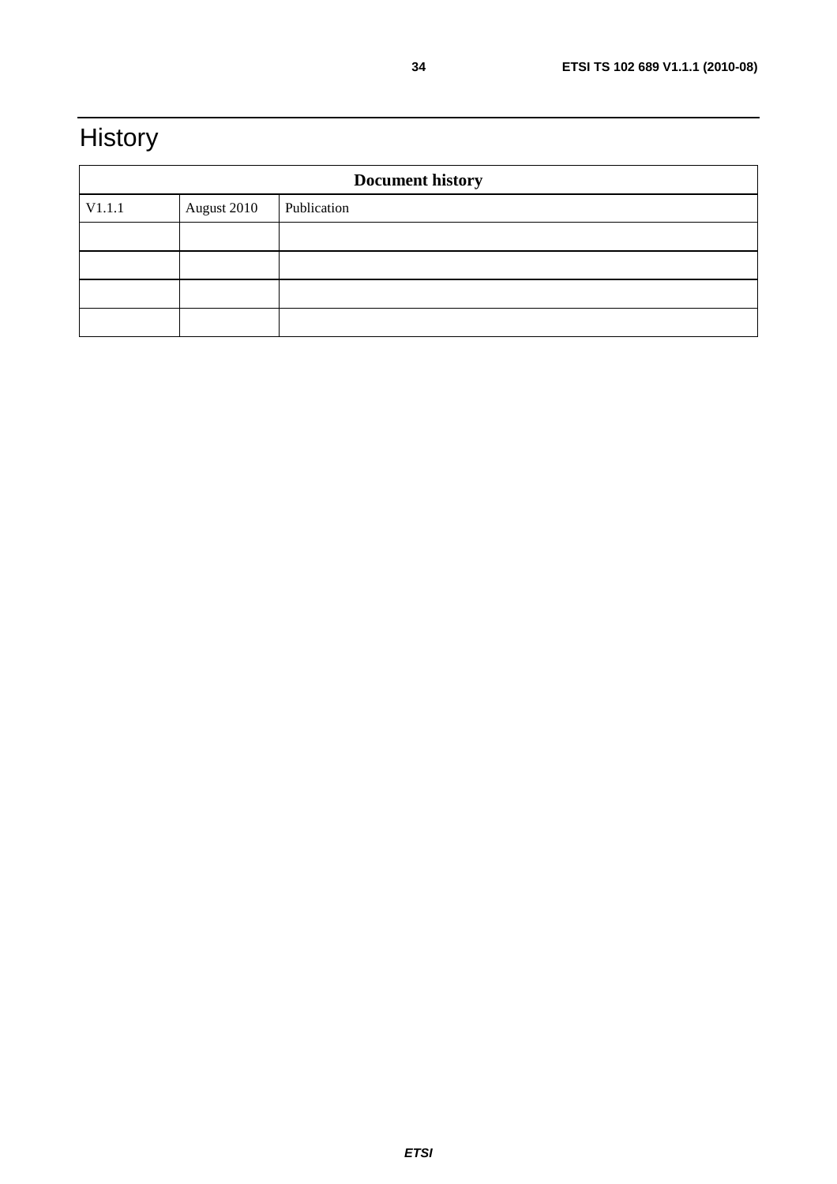# History

| Document history | | |
|---|---|---|
| V1.1.1 | August 2010 | Publication |
| | | |
| | | |
| | | |
| | | |